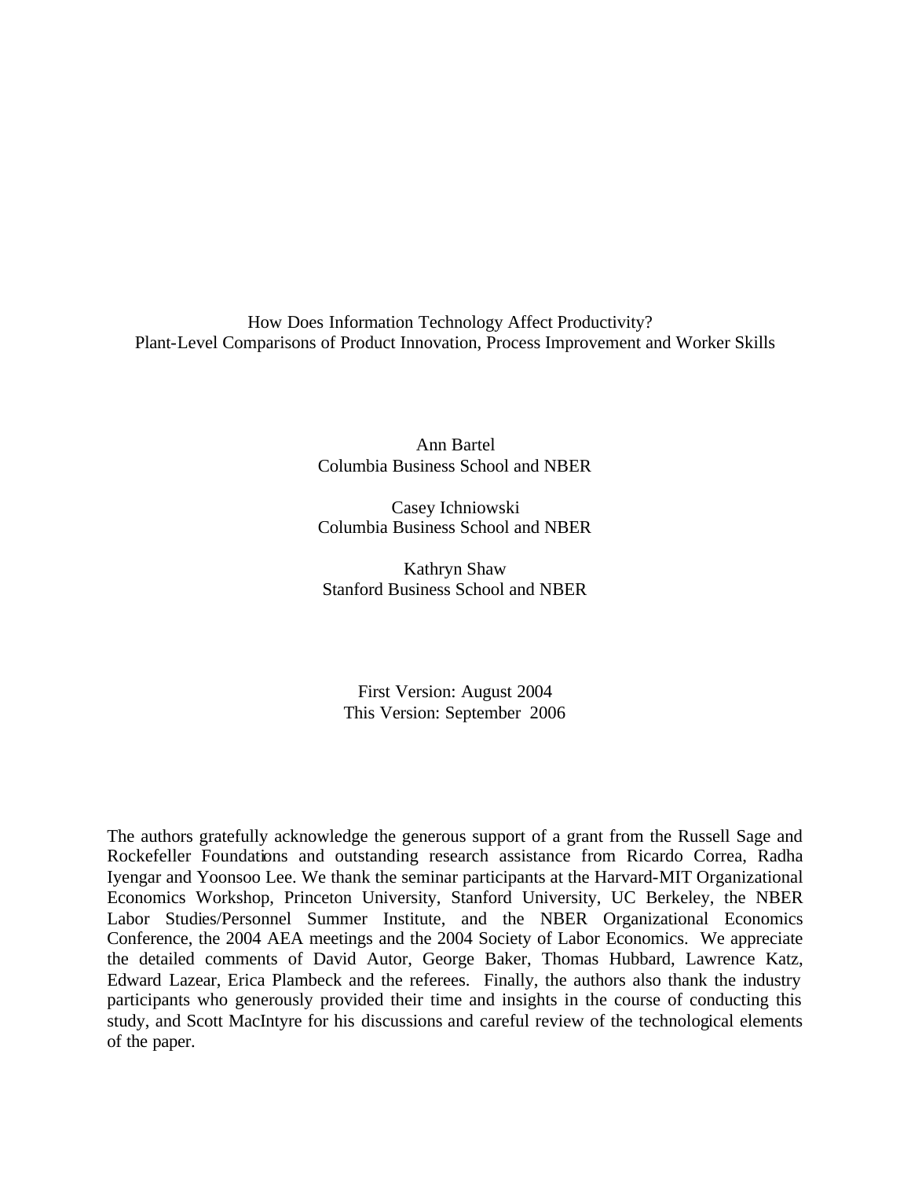# How Does Information Technology Affect Productivity?
## Plant-Level Comparisons of Product Innovation, Process Improvement and Worker Skills

Ann Bartel
Columbia Business School and NBER

Casey Ichniowski
Columbia Business School and NBER

Kathryn Shaw
Stanford Business School and NBER

First Version: August 2004
This Version: September 2006

The authors gratefully acknowledge the generous support of a grant from the Russell Sage and Rockefeller Foundations and outstanding research assistance from Ricardo Correa, Radha Iyengar and Yoonsoo Lee. We thank the seminar participants at the Harvard-MIT Organizational Economics Workshop, Princeton University, Stanford University, UC Berkeley, the NBER Labor Studies/Personnel Summer Institute, and the NBER Organizational Economics Conference, the 2004 AEA meetings and the 2004 Society of Labor Economics. We appreciate the detailed comments of David Autor, George Baker, Thomas Hubbard, Lawrence Katz, Edward Lazear, Erica Plambeck and the referees. Finally, the authors also thank the industry participants who generously provided their time and insights in the course of conducting this study, and Scott MacIntyre for his discussions and careful review of the technological elements of the paper.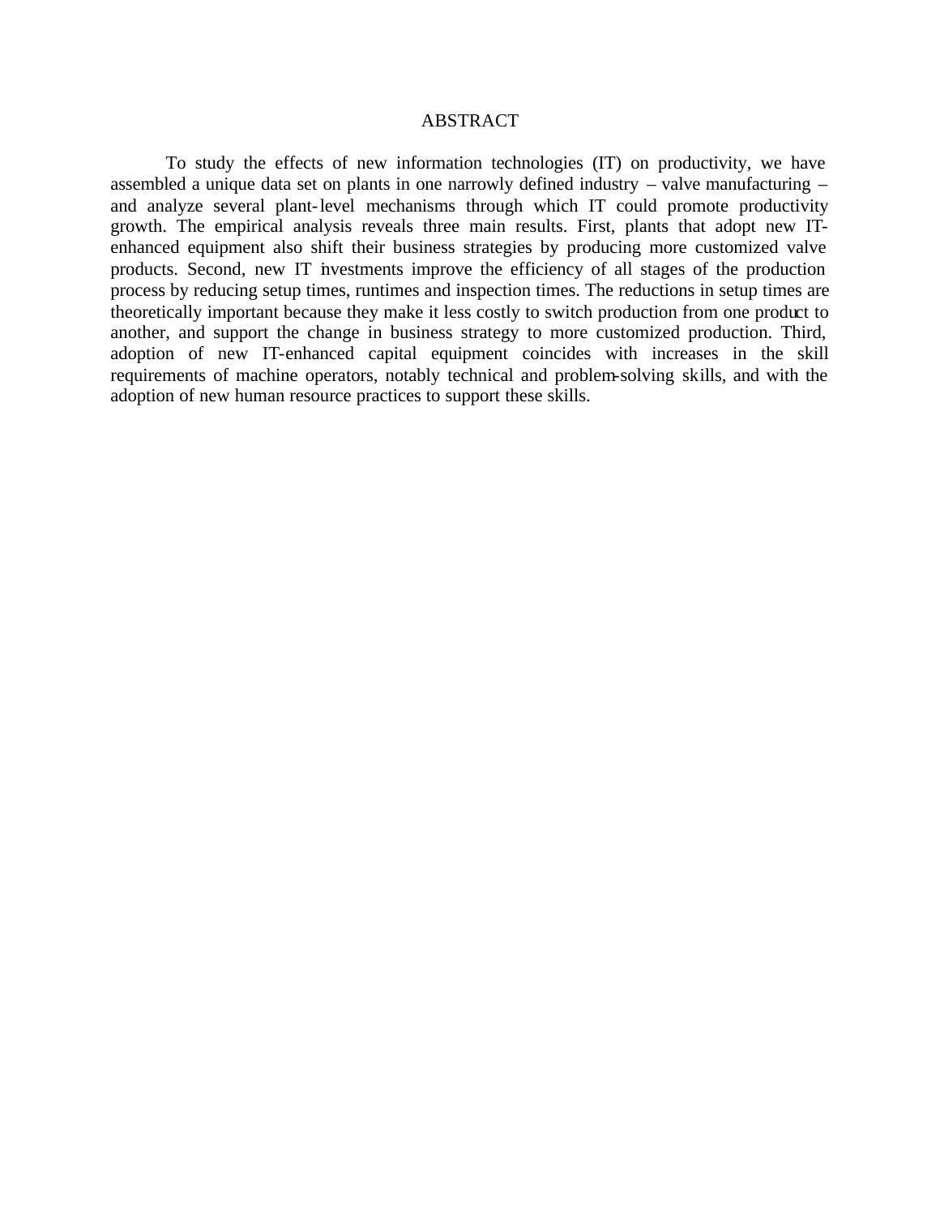# ABSTRACT

To study the effects of new information technologies (IT) on productivity, we have assembled a unique data set on plants in one narrowly defined industry – valve manufacturing – and analyze several plant-level mechanisms through which IT could promote productivity growth. The empirical analysis reveals three main results. First, plants that adopt new IT-enhanced equipment also shift their business strategies by producing more customized valve products. Second, new IT investments improve the efficiency of all stages of the production process by reducing setup times, runtimes and inspection times. The reductions in setup times are theoretically important because they make it less costly to switch production from one product to another, and support the change in business strategy to more customized production. Third, adoption of new IT-enhanced capital equipment coincides with increases in the skill requirements of machine operators, notably technical and problem-solving skills, and with the adoption of new human resource practices to support these skills.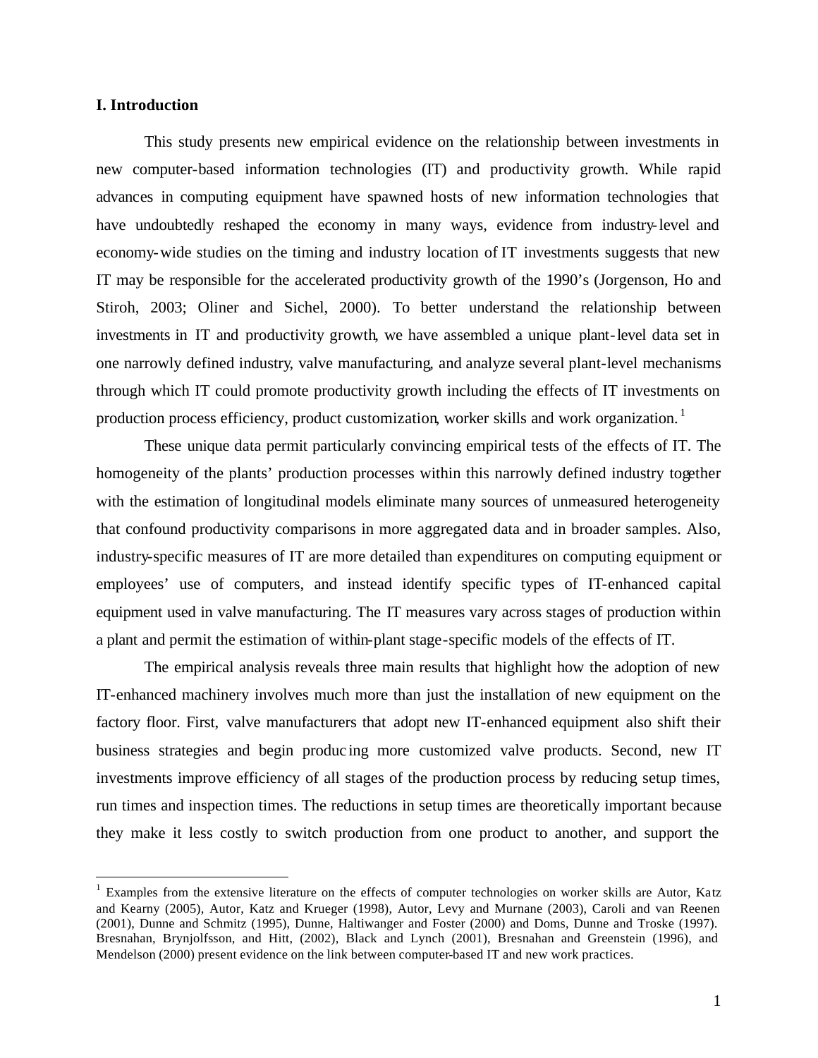## I. Introduction

This study presents new empirical evidence on the relationship between investments in new computer-based information technologies (IT) and productivity growth. While rapid advances in computing equipment have spawned hosts of new information technologies that have undoubtedly reshaped the economy in many ways, evidence from industry-level and economy-wide studies on the timing and industry location of IT investments suggests that new IT may be responsible for the accelerated productivity growth of the 1990's (Jorgenson, Ho and Stiroh, 2003; Oliner and Sichel, 2000). To better understand the relationship between investments in IT and productivity growth, we have assembled a unique plant-level data set in one narrowly defined industry, valve manufacturing, and analyze several plant-level mechanisms through which IT could promote productivity growth including the effects of IT investments on production process efficiency, product customization, worker skills and work organization.[1]

These unique data permit particularly convincing empirical tests of the effects of IT. The homogeneity of the plants' production processes within this narrowly defined industry together with the estimation of longitudinal models eliminate many sources of unmeasured heterogeneity that confound productivity comparisons in more aggregated data and in broader samples. Also, industry-specific measures of IT are more detailed than expenditures on computing equipment or employees' use of computers, and instead identify specific types of IT-enhanced capital equipment used in valve manufacturing. The IT measures vary across stages of production within a plant and permit the estimation of within-plant stage-specific models of the effects of IT.

The empirical analysis reveals three main results that highlight how the adoption of new IT-enhanced machinery involves much more than just the installation of new equipment on the factory floor. First, valve manufacturers that adopt new IT-enhanced equipment also shift their business strategies and begin producing more customized valve products. Second, new IT investments improve efficiency of all stages of the production process by reducing setup times, run times and inspection times. The reductions in setup times are theoretically important because they make it less costly to switch production from one product to another, and support the

---

[1] Examples from the extensive literature on the effects of computer technologies on worker skills are Autor, Katz and Kearny (2005), Autor, Katz and Krueger (1998), Autor, Levy and Murnane (2003), Caroli and van Reenen (2001), Dunne and Schmitz (1995), Dunne, Haltiwanger and Foster (2000) and Doms, Dunne and Troske (1997). Bresnahan, Brynjolfsson, and Hitt, (2002), Black and Lynch (2001), Bresnahan and Greenstein (1996), and Mendelson (2000) present evidence on the link between computer-based IT and new work practices.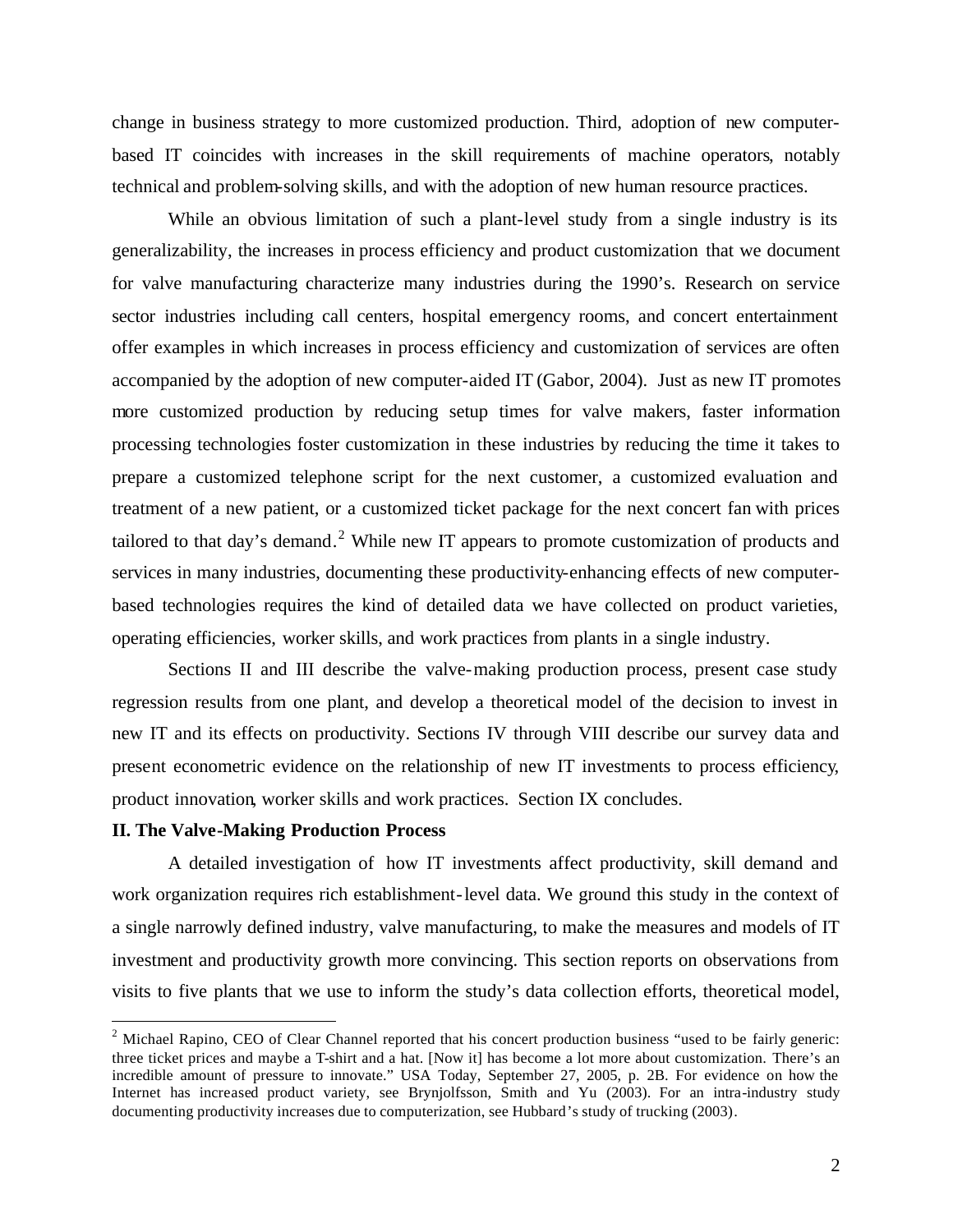change in business strategy to more customized production. Third, adoption of new computer-based IT coincides with increases in the skill requirements of machine operators, notably technical and problem-solving skills, and with the adoption of new human resource practices.

While an obvious limitation of such a plant-level study from a single industry is its generalizability, the increases in process efficiency and product customization that we document for valve manufacturing characterize many industries during the 1990's. Research on service sector industries including call centers, hospital emergency rooms, and concert entertainment offer examples in which increases in process efficiency and customization of services are often accompanied by the adoption of new computer-aided IT (Gabor, 2004). Just as new IT promotes more customized production by reducing setup times for valve makers, faster information processing technologies foster customization in these industries by reducing the time it takes to prepare a customized telephone script for the next customer, a customized evaluation and treatment of a new patient, or a customized ticket package for the next concert fan with prices tailored to that day's demand.[2] While new IT appears to promote customization of products and services in many industries, documenting these productivity-enhancing effects of new computer-based technologies requires the kind of detailed data we have collected on product varieties, operating efficiencies, worker skills, and work practices from plants in a single industry.

Sections II and III describe the valve-making production process, present case study regression results from one plant, and develop a theoretical model of the decision to invest in new IT and its effects on productivity. Sections IV through VIII describe our survey data and present econometric evidence on the relationship of new IT investments to process efficiency, product innovation, worker skills and work practices. Section IX concludes.

## II. The Valve-Making Production Process

A detailed investigation of how IT investments affect productivity, skill demand and work organization requires rich establishment-level data. We ground this study in the context of a single narrowly defined industry, valve manufacturing, to make the measures and models of IT investment and productivity growth more convincing. This section reports on observations from visits to five plants that we use to inform the study's data collection efforts, theoretical model,

[2] Michael Rapino, CEO of Clear Channel reported that his concert production business "used to be fairly generic: three ticket prices and maybe a T-shirt and a hat. [Now it] has become a lot more about customization. There's an incredible amount of pressure to innovate." USA Today, September 27, 2005, p. 2B. For evidence on how the Internet has increased product variety, see Brynjolfsson, Smith and Yu (2003). For an intra-industry study documenting productivity increases due to computerization, see Hubbard's study of trucking (2003).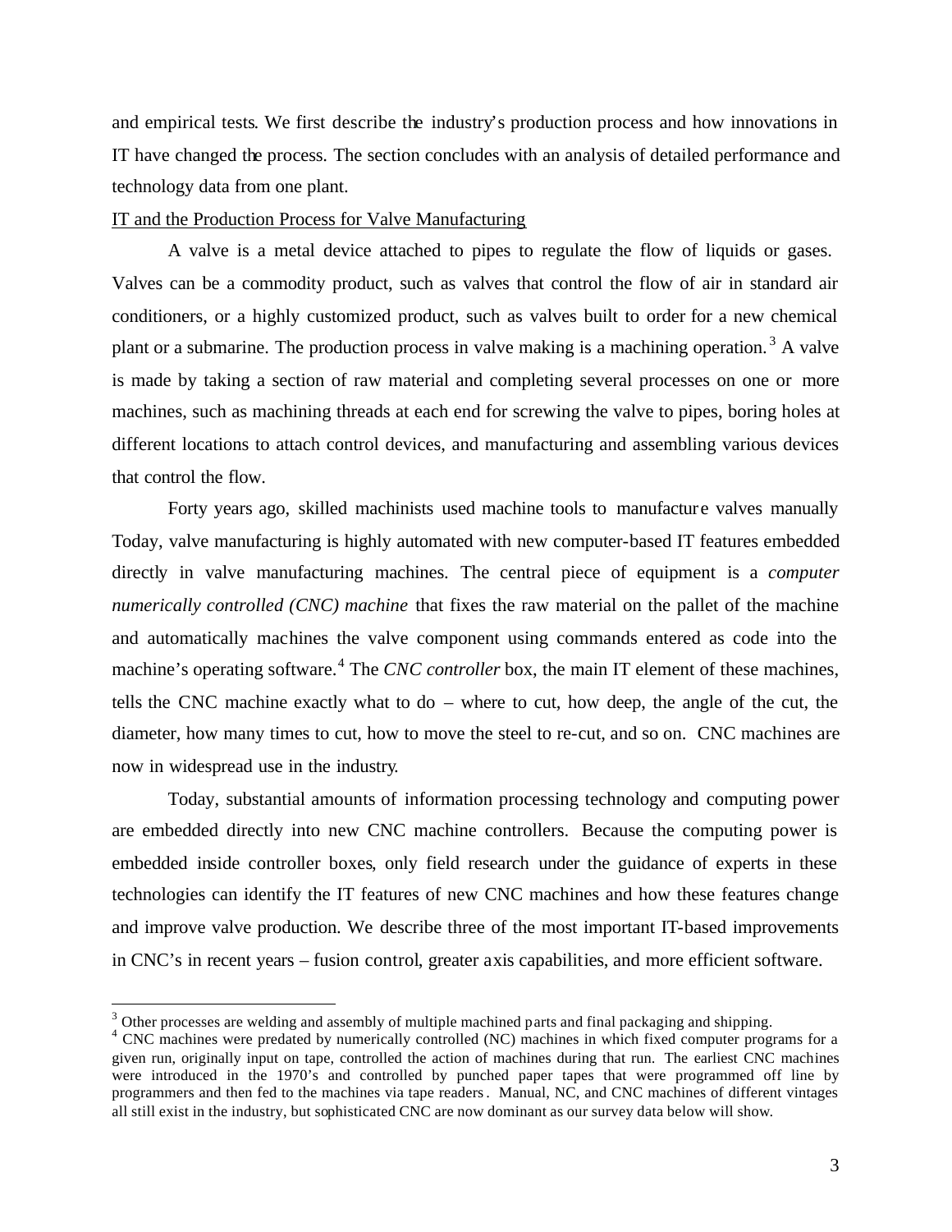and empirical tests. We first describe the industry's production process and how innovations in IT have changed the process. The section concludes with an analysis of detailed performance and technology data from one plant.

IT and the Production Process for Valve Manufacturing

A valve is a metal device attached to pipes to regulate the flow of liquids or gases. Valves can be a commodity product, such as valves that control the flow of air in standard air conditioners, or a highly customized product, such as valves built to order for a new chemical plant or a submarine. The production process in valve making is a machining operation.[3] A valve is made by taking a section of raw material and completing several processes on one or more machines, such as machining threads at each end for screwing the valve to pipes, boring holes at different locations to attach control devices, and manufacturing and assembling various devices that control the flow.

Forty years ago, skilled machinists used machine tools to manufacture valves manually Today, valve manufacturing is highly automated with new computer-based IT features embedded directly in valve manufacturing machines. The central piece of equipment is a *computer numerically controlled (CNC) machine* that fixes the raw material on the pallet of the machine and automatically machines the valve component using commands entered as code into the machine's operating software.[4] The *CNC controller* box, the main IT element of these machines, tells the CNC machine exactly what to do – where to cut, how deep, the angle of the cut, the diameter, how many times to cut, how to move the steel to re-cut, and so on. CNC machines are now in widespread use in the industry.

Today, substantial amounts of information processing technology and computing power are embedded directly into new CNC machine controllers. Because the computing power is embedded inside controller boxes, only field research under the guidance of experts in these technologies can identify the IT features of new CNC machines and how these features change and improve valve production. We describe three of the most important IT-based improvements in CNC's in recent years – fusion control, greater axis capabilities, and more efficient software.

---

[3] Other processes are welding and assembly of multiple machined parts and final packaging and shipping.

[4] CNC machines were predated by numerically controlled (NC) machines in which fixed computer programs for a given run, originally input on tape, controlled the action of machines during that run. The earliest CNC machines were introduced in the 1970's and controlled by punched paper tapes that were programmed off line by programmers and then fed to the machines via tape readers. Manual, NC, and CNC machines of different vintages all still exist in the industry, but sophisticated CNC are now dominant as our survey data below will show.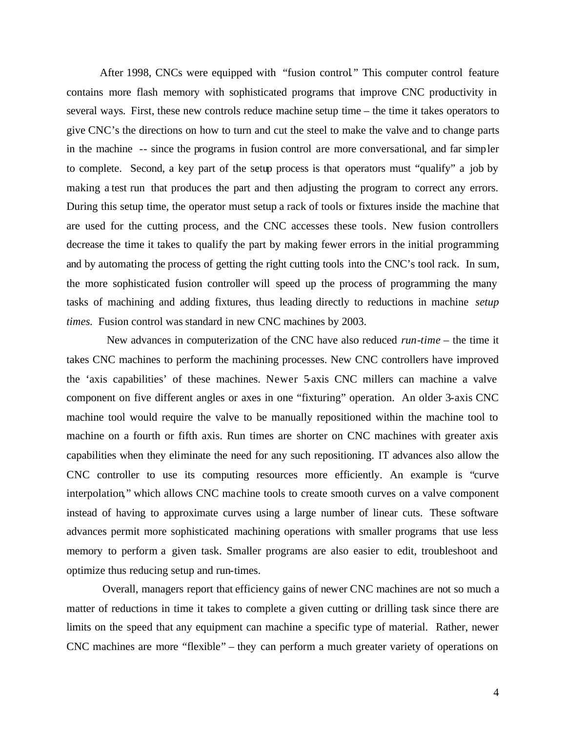After 1998, CNCs were equipped with "fusion control." This computer control feature contains more flash memory with sophisticated programs that improve CNC productivity in several ways. First, these new controls reduce machine setup time – the time it takes operators to give CNC's the directions on how to turn and cut the steel to make the valve and to change parts in the machine -- since the programs in fusion control are more conversational, and far simpler to complete. Second, a key part of the setup process is that operators must "qualify" a job by making a test run that produces the part and then adjusting the program to correct any errors. During this setup time, the operator must setup a rack of tools or fixtures inside the machine that are used for the cutting process, and the CNC accesses these tools. New fusion controllers decrease the time it takes to qualify the part by making fewer errors in the initial programming and by automating the process of getting the right cutting tools into the CNC's tool rack. In sum, the more sophisticated fusion controller will speed up the process of programming the many tasks of machining and adding fixtures, thus leading directly to reductions in machine *setup times.* Fusion control was standard in new CNC machines by 2003.

New advances in computerization of the CNC have also reduced *run-time* – the time it takes CNC machines to perform the machining processes. New CNC controllers have improved the 'axis capabilities' of these machines. Newer 5-axis CNC millers can machine a valve component on five different angles or axes in one "fixturing" operation. An older 3-axis CNC machine tool would require the valve to be manually repositioned within the machine tool to machine on a fourth or fifth axis. Run times are shorter on CNC machines with greater axis capabilities when they eliminate the need for any such repositioning. IT advances also allow the CNC controller to use its computing resources more efficiently. An example is "curve interpolation," which allows CNC machine tools to create smooth curves on a valve component instead of having to approximate curves using a large number of linear cuts. These software advances permit more sophisticated machining operations with smaller programs that use less memory to perform a given task. Smaller programs are also easier to edit, troubleshoot and optimize thus reducing setup and run-times.

Overall, managers report that efficiency gains of newer CNC machines are not so much a matter of reductions in time it takes to complete a given cutting or drilling task since there are limits on the speed that any equipment can machine a specific type of material. Rather, newer CNC machines are more "flexible" – they can perform a much greater variety of operations on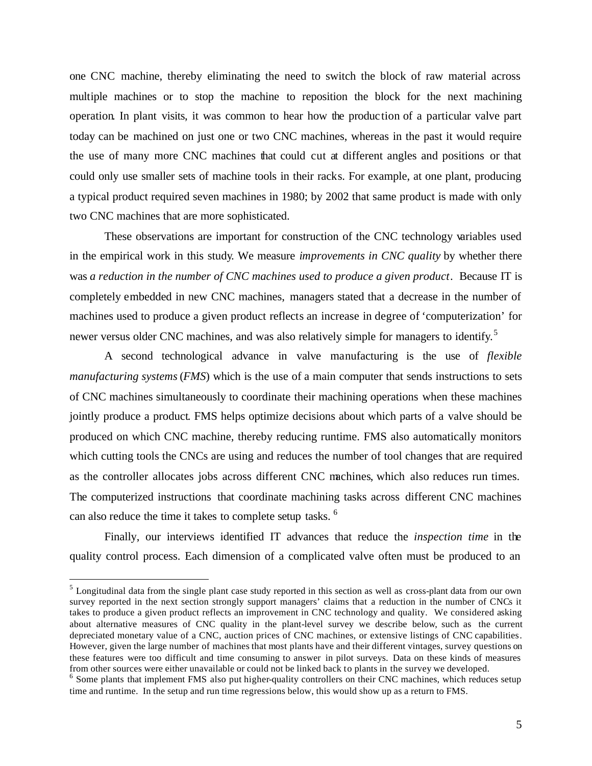one CNC machine, thereby eliminating the need to switch the block of raw material across multiple machines or to stop the machine to reposition the block for the next machining operation. In plant visits, it was common to hear how the production of a particular valve part today can be machined on just one or two CNC machines, whereas in the past it would require the use of many more CNC machines that could cut at different angles and positions or that could only use smaller sets of machine tools in their racks. For example, at one plant, producing a typical product required seven machines in 1980; by 2002 that same product is made with only two CNC machines that are more sophisticated.

These observations are important for construction of the CNC technology variables used in the empirical work in this study. We measure *improvements in CNC quality* by whether there was *a reduction in the number of CNC machines used to produce a given product*. Because IT is completely embedded in new CNC machines, managers stated that a decrease in the number of machines used to produce a given product reflects an increase in degree of 'computerization' for newer versus older CNC machines, and was also relatively simple for managers to identify.[5]

A second technological advance in valve manufacturing is the use of *flexible manufacturing systems* (*FMS*) which is the use of a main computer that sends instructions to sets of CNC machines simultaneously to coordinate their machining operations when these machines jointly produce a product. FMS helps optimize decisions about which parts of a valve should be produced on which CNC machine, thereby reducing runtime. FMS also automatically monitors which cutting tools the CNCs are using and reduces the number of tool changes that are required as the controller allocates jobs across different CNC machines, which also reduces run times. The computerized instructions that coordinate machining tasks across different CNC machines can also reduce the time it takes to complete setup tasks.[6]

Finally, our interviews identified IT advances that reduce the *inspection time* in the quality control process. Each dimension of a complicated valve often must be produced to an

---

[5] Longitudinal data from the single plant case study reported in this section as well as cross-plant data from our own survey reported in the next section strongly support managers' claims that a reduction in the number of CNCs it takes to produce a given product reflects an improvement in CNC technology and quality. We considered asking about alternative measures of CNC quality in the plant-level survey we describe below, such as the current depreciated monetary value of a CNC, auction prices of CNC machines, or extensive listings of CNC capabilities. However, given the large number of machines that most plants have and their different vintages, survey questions on these features were too difficult and time consuming to answer in pilot surveys. Data on these kinds of measures from other sources were either unavailable or could not be linked back to plants in the survey we developed.

[6] Some plants that implement FMS also put higher-quality controllers on their CNC machines, which reduces setup time and runtime. In the setup and run time regressions below, this would show up as a return to FMS.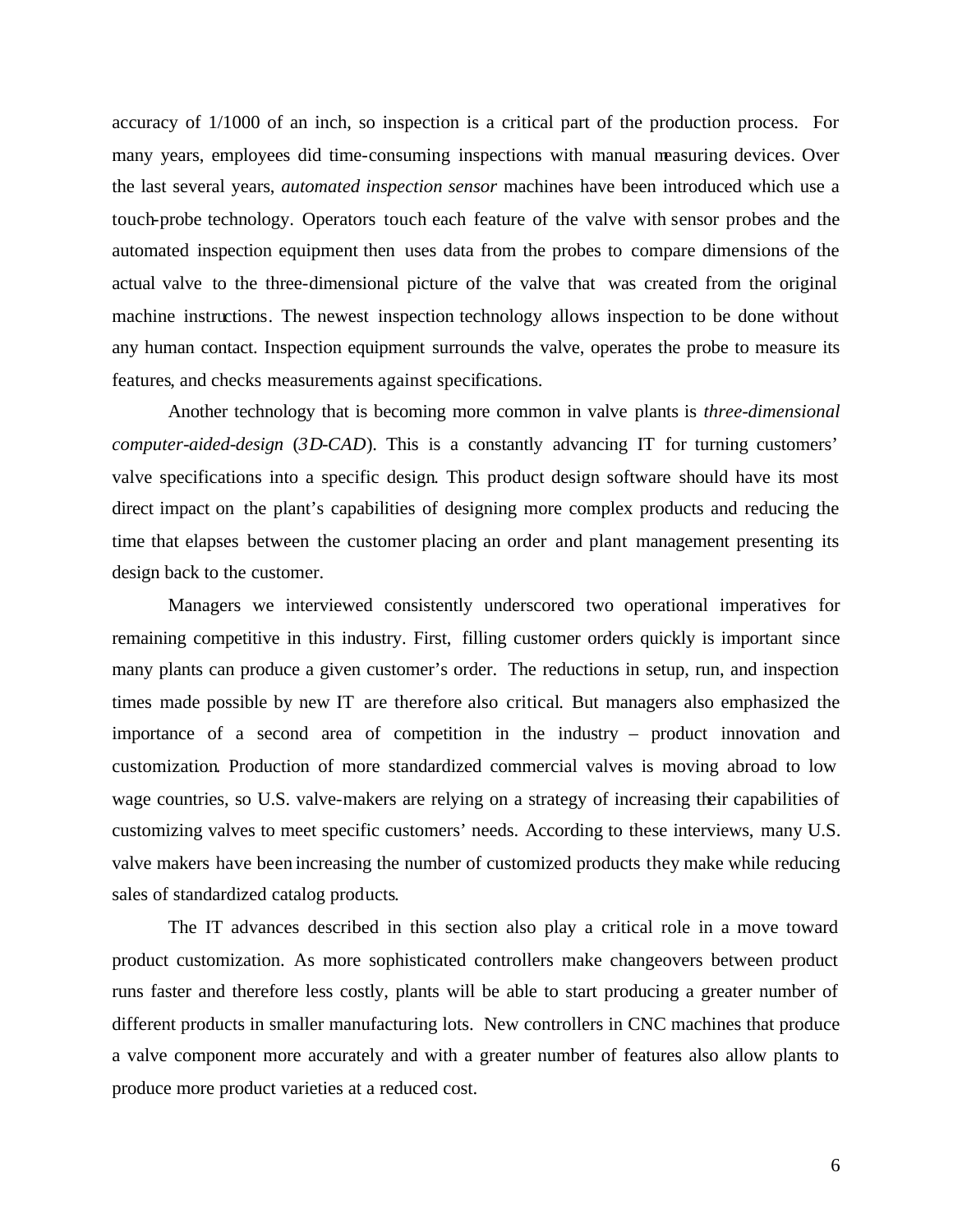accuracy of 1/1000 of an inch, so inspection is a critical part of the production process. For many years, employees did time-consuming inspections with manual measuring devices. Over the last several years, *automated inspection sensor* machines have been introduced which use a touch-probe technology. Operators touch each feature of the valve with sensor probes and the automated inspection equipment then uses data from the probes to compare dimensions of the actual valve to the three-dimensional picture of the valve that was created from the original machine instructions. The newest inspection technology allows inspection to be done without any human contact. Inspection equipment surrounds the valve, operates the probe to measure its features, and checks measurements against specifications.

Another technology that is becoming more common in valve plants is *three-dimensional computer-aided-design* (*3D-CAD*). This is a constantly advancing IT for turning customers' valve specifications into a specific design. This product design software should have its most direct impact on the plant's capabilities of designing more complex products and reducing the time that elapses between the customer placing an order and plant management presenting its design back to the customer.

Managers we interviewed consistently underscored two operational imperatives for remaining competitive in this industry. First, filling customer orders quickly is important since many plants can produce a given customer's order. The reductions in setup, run, and inspection times made possible by new IT are therefore also critical. But managers also emphasized the importance of a second area of competition in the industry – product innovation and customization. Production of more standardized commercial valves is moving abroad to low wage countries, so U.S. valve-makers are relying on a strategy of increasing their capabilities of customizing valves to meet specific customers' needs. According to these interviews, many U.S. valve makers have been increasing the number of customized products they make while reducing sales of standardized catalog products.

The IT advances described in this section also play a critical role in a move toward product customization. As more sophisticated controllers make changeovers between product runs faster and therefore less costly, plants will be able to start producing a greater number of different products in smaller manufacturing lots. New controllers in CNC machines that produce a valve component more accurately and with a greater number of features also allow plants to produce more product varieties at a reduced cost.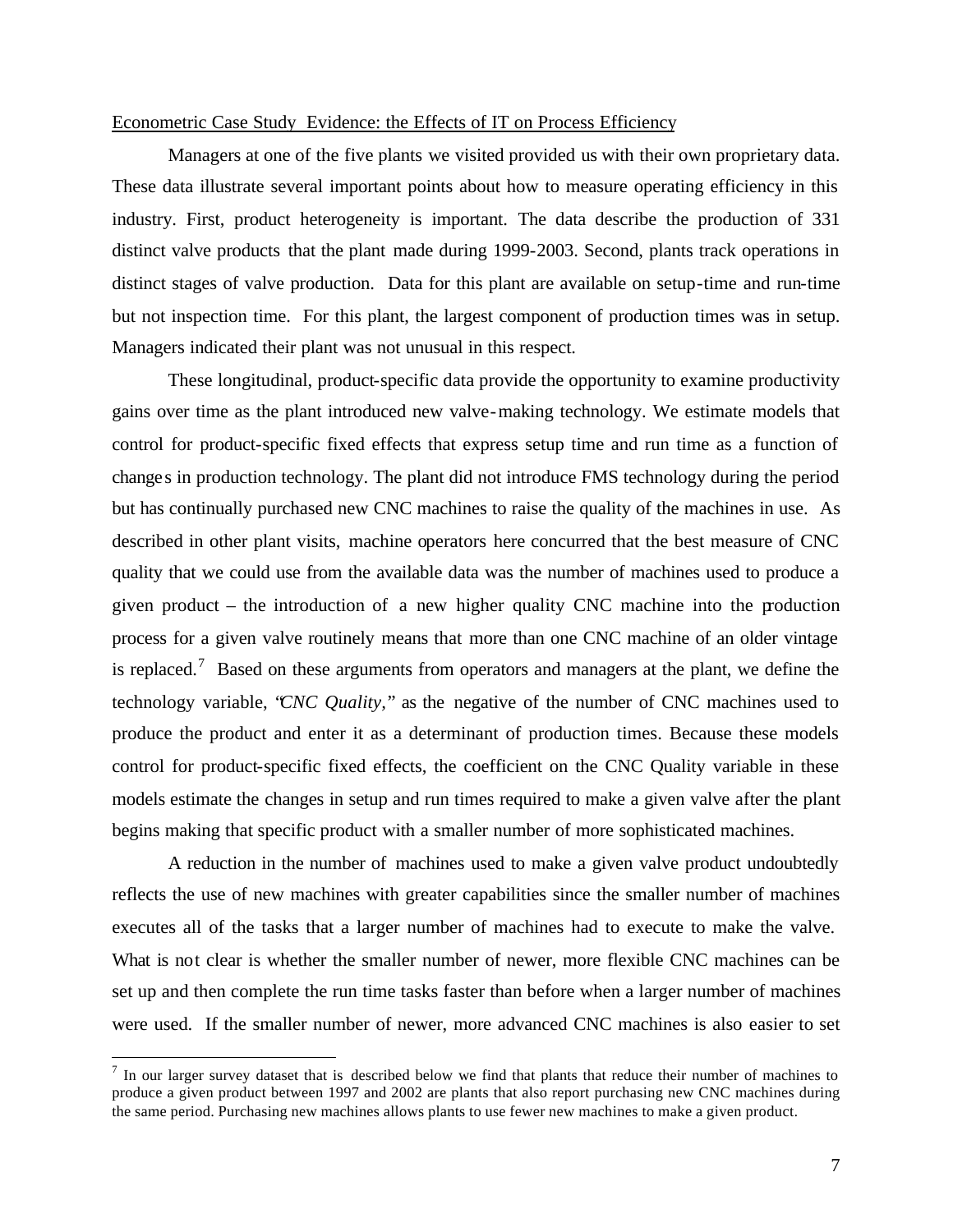Econometric Case Study Evidence: the Effects of IT on Process Efficiency

Managers at one of the five plants we visited provided us with their own proprietary data. These data illustrate several important points about how to measure operating efficiency in this industry. First, product heterogeneity is important. The data describe the production of 331 distinct valve products that the plant made during 1999-2003. Second, plants track operations in distinct stages of valve production. Data for this plant are available on setup-time and run-time but not inspection time. For this plant, the largest component of production times was in setup. Managers indicated their plant was not unusual in this respect.

These longitudinal, product-specific data provide the opportunity to examine productivity gains over time as the plant introduced new valve-making technology. We estimate models that control for product-specific fixed effects that express setup time and run time as a function of changes in production technology. The plant did not introduce FMS technology during the period but has continually purchased new CNC machines to raise the quality of the machines in use. As described in other plant visits, machine operators here concurred that the best measure of CNC quality that we could use from the available data was the number of machines used to produce a given product – the introduction of a new higher quality CNC machine into the production process for a given valve routinely means that more than one CNC machine of an older vintage is replaced.[7] Based on these arguments from operators and managers at the plant, we define the technology variable, "*CNC Quality*," as the negative of the number of CNC machines used to produce the product and enter it as a determinant of production times. Because these models control for product-specific fixed effects, the coefficient on the CNC Quality variable in these models estimate the changes in setup and run times required to make a given valve after the plant begins making that specific product with a smaller number of more sophisticated machines.

A reduction in the number of machines used to make a given valve product undoubtedly reflects the use of new machines with greater capabilities since the smaller number of machines executes all of the tasks that a larger number of machines had to execute to make the valve. What is not clear is whether the smaller number of newer, more flexible CNC machines can be set up and then complete the run time tasks faster than before when a larger number of machines were used. If the smaller number of newer, more advanced CNC machines is also easier to set

[7] In our larger survey dataset that is described below we find that plants that reduce their number of machines to produce a given product between 1997 and 2002 are plants that also report purchasing new CNC machines during the same period. Purchasing new machines allows plants to use fewer new machines to make a given product.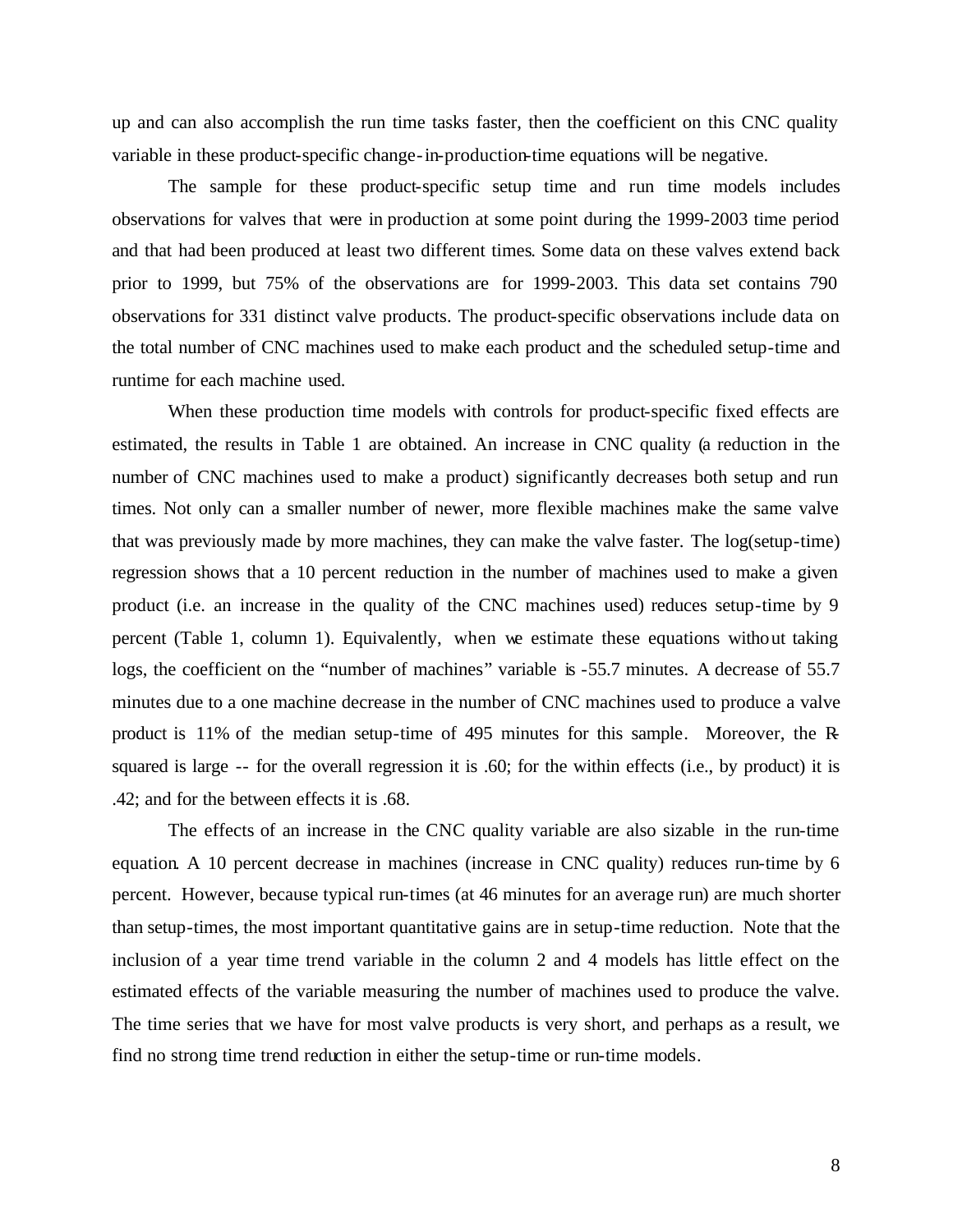up and can also accomplish the run time tasks faster, then the coefficient on this CNC quality variable in these product-specific change-in-production-time equations will be negative.

The sample for these product-specific setup time and run time models includes observations for valves that were in production at some point during the 1999-2003 time period and that had been produced at least two different times. Some data on these valves extend back prior to 1999, but 75% of the observations are for 1999-2003. This data set contains 790 observations for 331 distinct valve products. The product-specific observations include data on the total number of CNC machines used to make each product and the scheduled setup-time and runtime for each machine used.

When these production time models with controls for product-specific fixed effects are estimated, the results in Table 1 are obtained. An increase in CNC quality (a reduction in the number of CNC machines used to make a product) significantly decreases both setup and run times. Not only can a smaller number of newer, more flexible machines make the same valve that was previously made by more machines, they can make the valve faster. The log(setup-time) regression shows that a 10 percent reduction in the number of machines used to make a given product (i.e. an increase in the quality of the CNC machines used) reduces setup-time by 9 percent (Table 1, column 1). Equivalently, when we estimate these equations without taking logs, the coefficient on the "number of machines" variable is -55.7 minutes. A decrease of 55.7 minutes due to a one machine decrease in the number of CNC machines used to produce a valve product is 11% of the median setup-time of 495 minutes for this sample. Moreover, the R-squared is large -- for the overall regression it is .60; for the within effects (i.e., by product) it is .42; and for the between effects it is .68.

The effects of an increase in the CNC quality variable are also sizable in the run-time equation. A 10 percent decrease in machines (increase in CNC quality) reduces run-time by 6 percent. However, because typical run-times (at 46 minutes for an average run) are much shorter than setup-times, the most important quantitative gains are in setup-time reduction. Note that the inclusion of a year time trend variable in the column 2 and 4 models has little effect on the estimated effects of the variable measuring the number of machines used to produce the valve. The time series that we have for most valve products is very short, and perhaps as a result, we find no strong time trend reduction in either the setup-time or run-time models.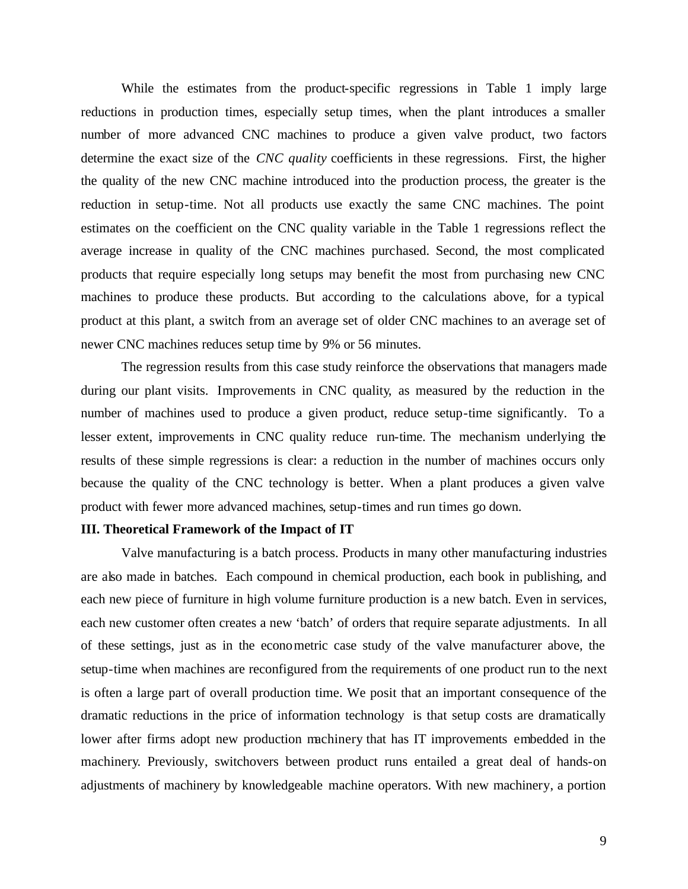While the estimates from the product-specific regressions in Table 1 imply large reductions in production times, especially setup times, when the plant introduces a smaller number of more advanced CNC machines to produce a given valve product, two factors determine the exact size of the *CNC quality* coefficients in these regressions. First, the higher the quality of the new CNC machine introduced into the production process, the greater is the reduction in setup-time. Not all products use exactly the same CNC machines. The point estimates on the coefficient on the CNC quality variable in the Table 1 regressions reflect the average increase in quality of the CNC machines purchased. Second, the most complicated products that require especially long setups may benefit the most from purchasing new CNC machines to produce these products. But according to the calculations above, for a typical product at this plant, a switch from an average set of older CNC machines to an average set of newer CNC machines reduces setup time by 9% or 56 minutes.

The regression results from this case study reinforce the observations that managers made during our plant visits. Improvements in CNC quality, as measured by the reduction in the number of machines used to produce a given product, reduce setup-time significantly. To a lesser extent, improvements in CNC quality reduce run-time. The mechanism underlying the results of these simple regressions is clear: a reduction in the number of machines occurs only because the quality of the CNC technology is better. When a plant produces a given valve product with fewer more advanced machines, setup-times and run times go down.

**III. Theoretical Framework of the Impact of IT**

Valve manufacturing is a batch process. Products in many other manufacturing industries are also made in batches. Each compound in chemical production, each book in publishing, and each new piece of furniture in high volume furniture production is a new batch. Even in services, each new customer often creates a new 'batch' of orders that require separate adjustments. In all of these settings, just as in the econometric case study of the valve manufacturer above, the setup-time when machines are reconfigured from the requirements of one product run to the next is often a large part of overall production time. We posit that an important consequence of the dramatic reductions in the price of information technology is that setup costs are dramatically lower after firms adopt new production machinery that has IT improvements embedded in the machinery. Previously, switchovers between product runs entailed a great deal of hands-on adjustments of machinery by knowledgeable machine operators. With new machinery, a portion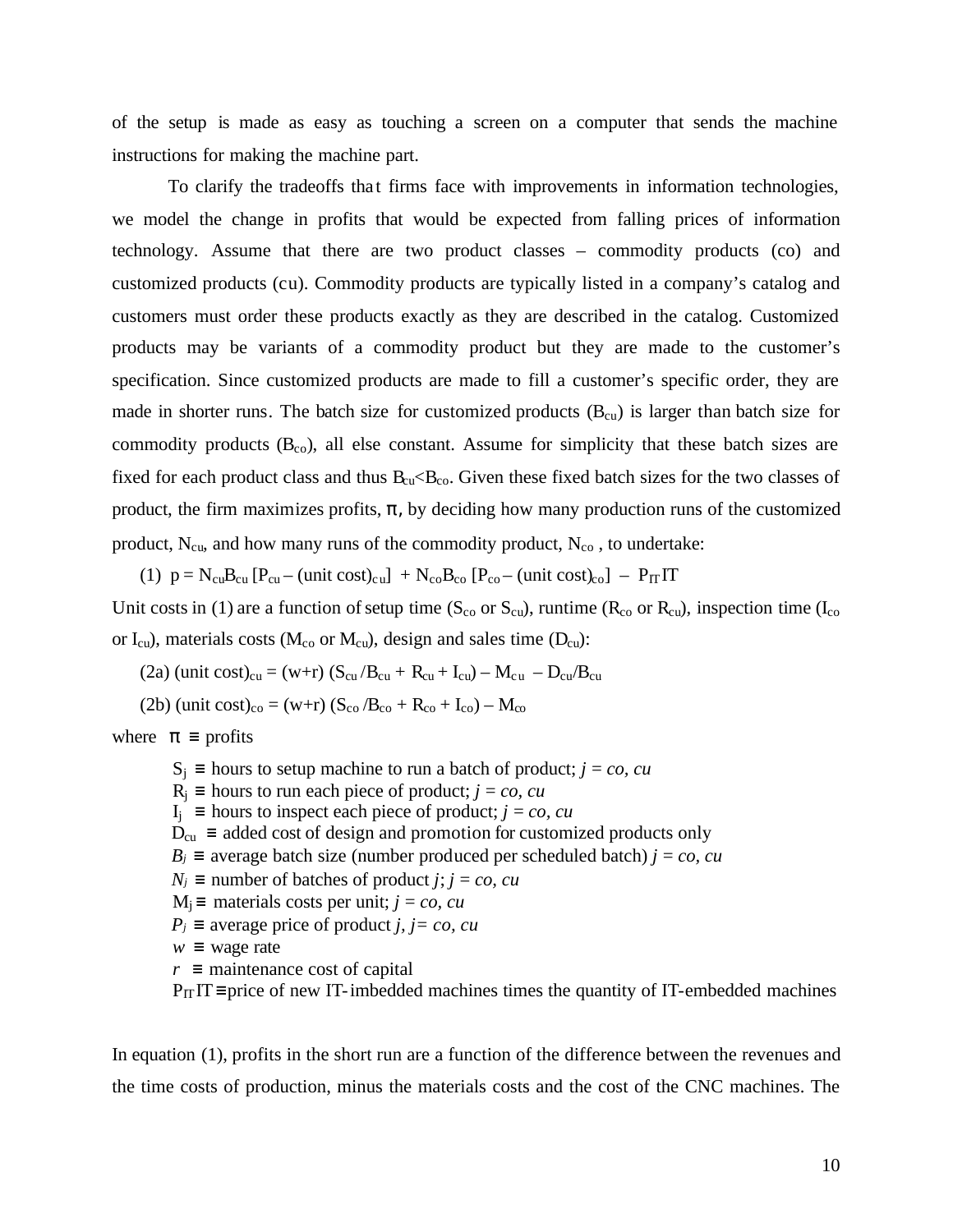of the setup is made as easy as touching a screen on a computer that sends the machine instructions for making the machine part.

To clarify the tradeoffs that firms face with improvements in information technologies, we model the change in profits that would be expected from falling prices of information technology. Assume that there are two product classes – commodity products (co) and customized products (cu). Commodity products are typically listed in a company's catalog and customers must order these products exactly as they are described in the catalog. Customized products may be variants of a commodity product but they are made to the customer's specification. Since customized products are made to fill a customer's specific order, they are made in shorter runs. The batch size for customized products ($B_{cu}$) is larger than batch size for commodity products ($B_{co}$), all else constant. Assume for simplicity that these batch sizes are fixed for each product class and thus $B_{cu}<B_{co}$. Given these fixed batch sizes for the two classes of product, the firm maximizes profits, π, by deciding how many production runs of the customized product, $N_{cu}$, and how many runs of the commodity product, $N_{co}$, to undertake:

(1) $p = N_{cu}B_{cu}\,[P_{cu} - (\text{unit cost})_{cu}] + N_{co}B_{co}\,[P_{co} - (\text{unit cost})_{co}] - P_{IT}IT$

Unit costs in (1) are a function of setup time ($S_{co}$ or $S_{cu}$), runtime ($R_{co}$ or $R_{cu}$), inspection time ($I_{co}$ or $I_{cu}$), materials costs ($M_{co}$ or $M_{cu}$), design and sales time ($D_{cu}$):

(2a) $(\text{unit cost})_{cu} = (w+r)\,(S_{cu}/B_{cu} + R_{cu} + I_{cu}) - M_{cu} - D_{cu}/B_{cu}$

(2b) $(\text{unit cost})_{co} = (w+r)\,(S_{co}/B_{co} + R_{co} + I_{co}) - M_{co}$

where $\pi \equiv$ profits

- $S_j \equiv$ hours to setup machine to run a batch of product; *j = co, cu*
- $R_j \equiv$ hours to run each piece of product; *j = co, cu*
- $I_j \equiv$ hours to inspect each piece of product; *j = co, cu*
- $D_{cu} \equiv$ added cost of design and promotion for customized products only
- $B_j \equiv$ average batch size (number produced per scheduled batch) *j = co, cu*
- $N_j \equiv$ number of batches of product *j*; *j = co, cu*
- $M_j \equiv$ materials costs per unit; *j = co, cu*
- $P_j \equiv$ average price of product *j, j= co, cu*
- $w \equiv$ wage rate
- $r \equiv$ maintenance cost of capital
- $P_{IT}IT \equiv$ price of new IT-imbedded machines times the quantity of IT-embedded machines

In equation (1), profits in the short run are a function of the difference between the revenues and the time costs of production, minus the materials costs and the cost of the CNC machines. The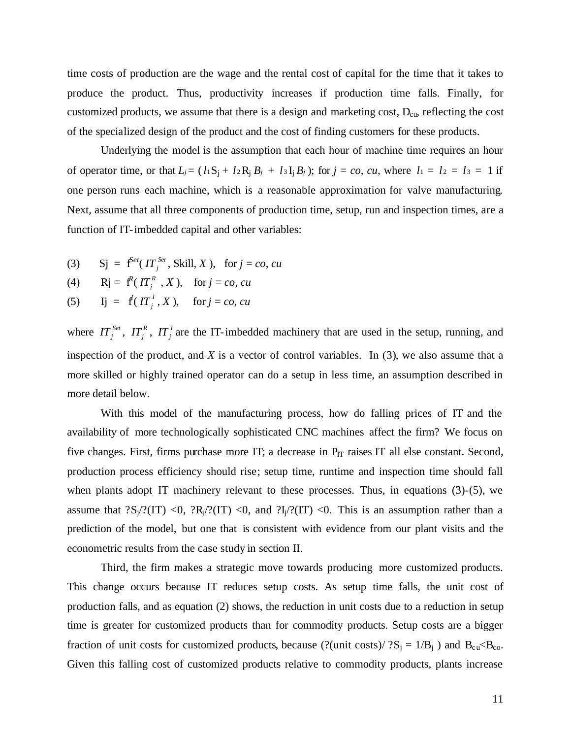time costs of production are the wage and the rental cost of capital for the time that it takes to produce the product. Thus, productivity increases if production time falls. Finally, for customized products, we assume that there is a design and marketing cost, $D_{cu}$, reflecting the cost of the specialized design of the product and the cost of finding customers for these products.

Underlying the model is the assumption that each hour of machine time requires an hour of operator time, or that $L_j = ( l_1 S_j + l_2 R_j B_j + l_3 I_j B_j )$; for $j = co, cu$, where $l_1 = l_2 = l_3 = 1$ if one person runs each machine, which is a reasonable approximation for valve manufacturing. Next, assume that all three components of production time, setup, run and inspection times, are a function of IT-imbedded capital and other variables:

(3) $\quad S_j = f^{Set}( IT_j^{Set}, \text{Skill}, X ), \quad \text{for } j = co, cu$

(4) $\quad R_j = f^{R}( IT_j^{R}, X ), \quad \text{for } j = co, cu$

(5) $\quad I_j = f^{I}( IT_j^{I}, X ), \quad \text{for } j = co, cu$

where $IT_j^{Set}$, $IT_j^{R}$, $IT_j^{I}$ are the IT-imbedded machinery that are used in the setup, running, and inspection of the product, and $X$ is a vector of control variables. In (3), we also assume that a more skilled or highly trained operator can do a setup in less time, an assumption described in more detail below.

With this model of the manufacturing process, how do falling prices of IT and the availability of more technologically sophisticated CNC machines affect the firm? We focus on five changes. First, firms purchase more IT; a decrease in $P_{IT}$ raises IT all else constant. Second, production process efficiency should rise; setup time, runtime and inspection time should fall when plants adopt IT machinery relevant to these processes. Thus, in equations (3)-(5), we assume that $\partial S_j/\partial(IT) < 0$, $\partial R_j/\partial(IT) < 0$, and $\partial I_j/\partial(IT) < 0$. This is an assumption rather than a prediction of the model, but one that is consistent with evidence from our plant visits and the econometric results from the case study in section II.

Third, the firm makes a strategic move towards producing more customized products. This change occurs because IT reduces setup costs. As setup time falls, the unit cost of production falls, and as equation (2) shows, the reduction in unit costs due to a reduction in setup time is greater for customized products than for commodity products. Setup costs are a bigger fraction of unit costs for customized products, because ($\partial(\text{unit costs})/\partial S_j = 1/B_j$ ) and $B_{cu} < B_{co}$. Given this falling cost of customized products relative to commodity products, plants increase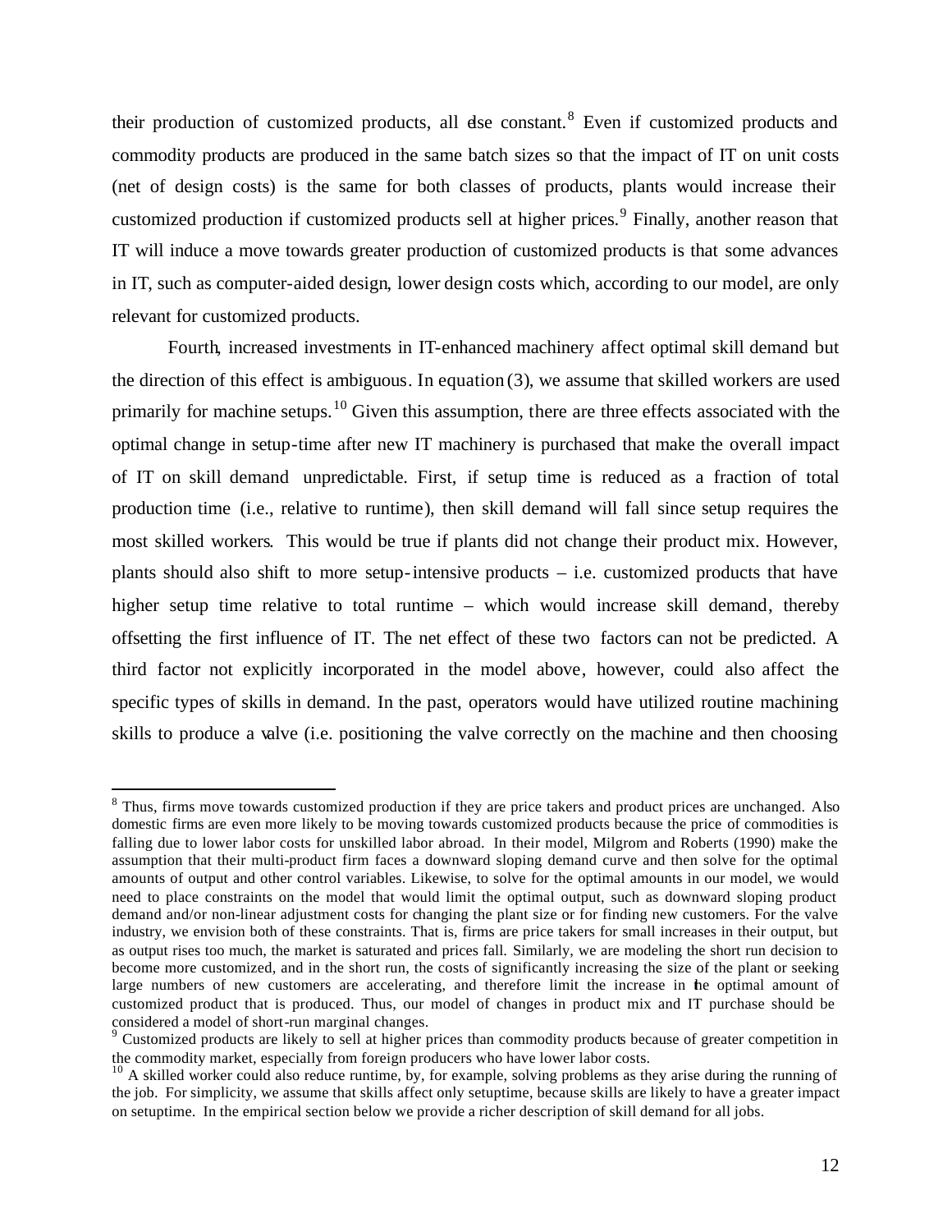their production of customized products, all else constant.[8] Even if customized products and commodity products are produced in the same batch sizes so that the impact of IT on unit costs (net of design costs) is the same for both classes of products, plants would increase their customized production if customized products sell at higher prices.[9] Finally, another reason that IT will induce a move towards greater production of customized products is that some advances in IT, such as computer-aided design, lower design costs which, according to our model, are only relevant for customized products.

Fourth, increased investments in IT-enhanced machinery affect optimal skill demand but the direction of this effect is ambiguous. In equation (3), we assume that skilled workers are used primarily for machine setups.[10] Given this assumption, there are three effects associated with the optimal change in setup-time after new IT machinery is purchased that make the overall impact of IT on skill demand unpredictable. First, if setup time is reduced as a fraction of total production time (i.e., relative to runtime), then skill demand will fall since setup requires the most skilled workers. This would be true if plants did not change their product mix. However, plants should also shift to more setup-intensive products – i.e. customized products that have higher setup time relative to total runtime – which would increase skill demand, thereby offsetting the first influence of IT. The net effect of these two factors can not be predicted. A third factor not explicitly incorporated in the model above, however, could also affect the specific types of skills in demand. In the past, operators would have utilized routine machining skills to produce a valve (i.e. positioning the valve correctly on the machine and then choosing

---

[8] Thus, firms move towards customized production if they are price takers and product prices are unchanged. Also domestic firms are even more likely to be moving towards customized products because the price of commodities is falling due to lower labor costs for unskilled labor abroad. In their model, Milgrom and Roberts (1990) make the assumption that their multi-product firm faces a downward sloping demand curve and then solve for the optimal amounts of output and other control variables. Likewise, to solve for the optimal amounts in our model, we would need to place constraints on the model that would limit the optimal output, such as downward sloping product demand and/or non-linear adjustment costs for changing the plant size or for finding new customers. For the valve industry, we envision both of these constraints. That is, firms are price takers for small increases in their output, but as output rises too much, the market is saturated and prices fall. Similarly, we are modeling the short run decision to become more customized, and in the short run, the costs of significantly increasing the size of the plant or seeking large numbers of new customers are accelerating, and therefore limit the increase in the optimal amount of customized product that is produced. Thus, our model of changes in product mix and IT purchase should be considered a model of short-run marginal changes.

[9] Customized products are likely to sell at higher prices than commodity products because of greater competition in the commodity market, especially from foreign producers who have lower labor costs.

[10] A skilled worker could also reduce runtime, by, for example, solving problems as they arise during the running of the job. For simplicity, we assume that skills affect only setuptime, because skills are likely to have a greater impact on setuptime. In the empirical section below we provide a richer description of skill demand for all jobs.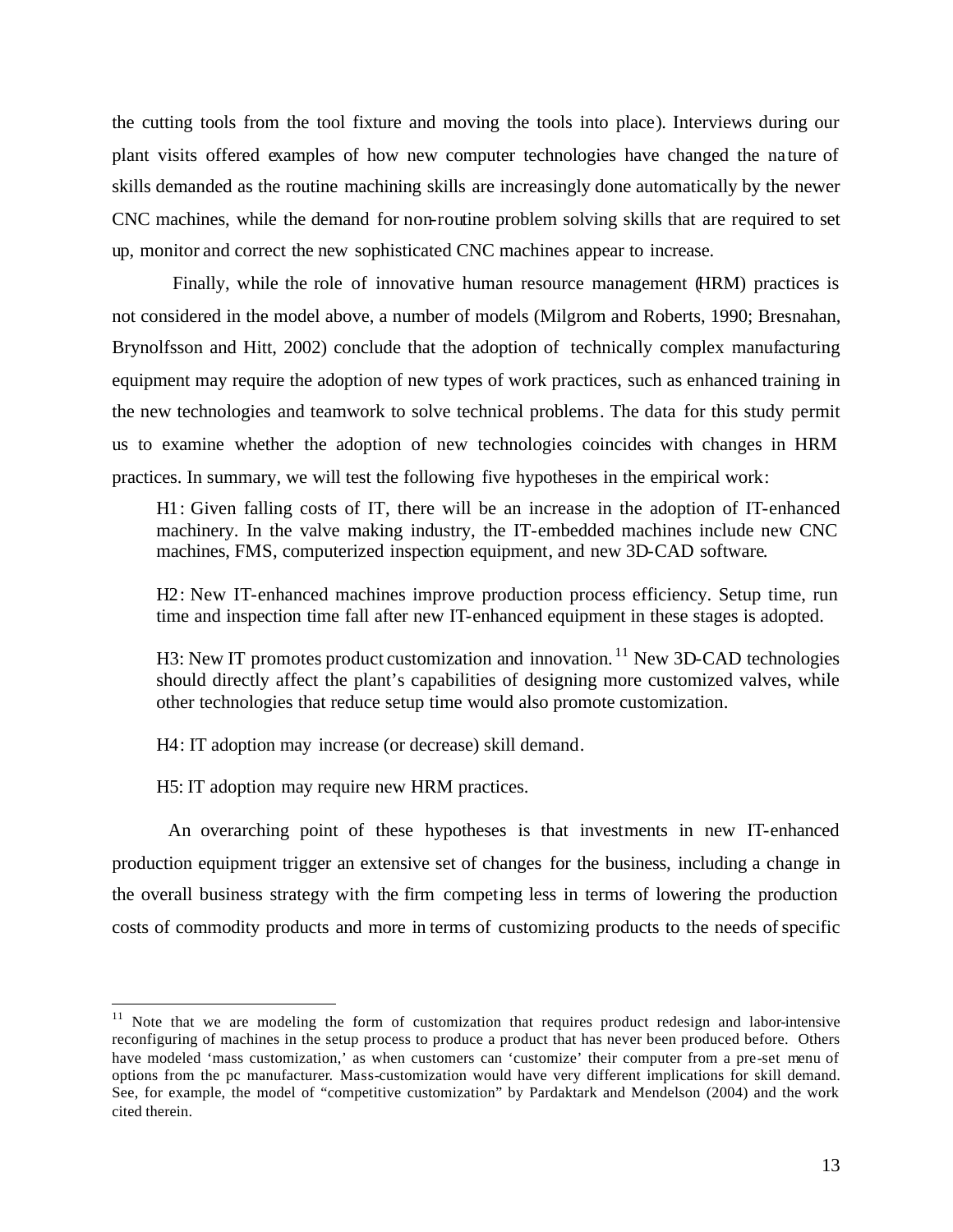the cutting tools from the tool fixture and moving the tools into place). Interviews during our plant visits offered examples of how new computer technologies have changed the nature of skills demanded as the routine machining skills are increasingly done automatically by the newer CNC machines, while the demand for non-routine problem solving skills that are required to set up, monitor and correct the new sophisticated CNC machines appear to increase.

Finally, while the role of innovative human resource management (HRM) practices is not considered in the model above, a number of models (Milgrom and Roberts, 1990; Bresnahan, Brynolfsson and Hitt, 2002) conclude that the adoption of technically complex manufacturing equipment may require the adoption of new types of work practices, such as enhanced training in the new technologies and teamwork to solve technical problems. The data for this study permit us to examine whether the adoption of new technologies coincides with changes in HRM practices. In summary, we will test the following five hypotheses in the empirical work:

> H1: Given falling costs of IT, there will be an increase in the adoption of IT-enhanced machinery. In the valve making industry, the IT-embedded machines include new CNC machines, FMS, computerized inspection equipment, and new 3D-CAD software.
>
> H2: New IT-enhanced machines improve production process efficiency. Setup time, run time and inspection time fall after new IT-enhanced equipment in these stages is adopted.
>
> H3: New IT promotes product customization and innovation.[11] New 3D-CAD technologies should directly affect the plant's capabilities of designing more customized valves, while other technologies that reduce setup time would also promote customization.
>
> H4: IT adoption may increase (or decrease) skill demand.
>
> H5: IT adoption may require new HRM practices.

An overarching point of these hypotheses is that investments in new IT-enhanced production equipment trigger an extensive set of changes for the business, including a change in the overall business strategy with the firm competing less in terms of lowering the production costs of commodity products and more in terms of customizing products to the needs of specific

---

[11] Note that we are modeling the form of customization that requires product redesign and labor-intensive reconfiguring of machines in the setup process to produce a product that has never been produced before. Others have modeled 'mass customization,' as when customers can 'customize' their computer from a pre-set menu of options from the pc manufacturer. Mass-customization would have very different implications for skill demand. See, for example, the model of "competitive customization" by Pardaktark and Mendelson (2004) and the work cited therein.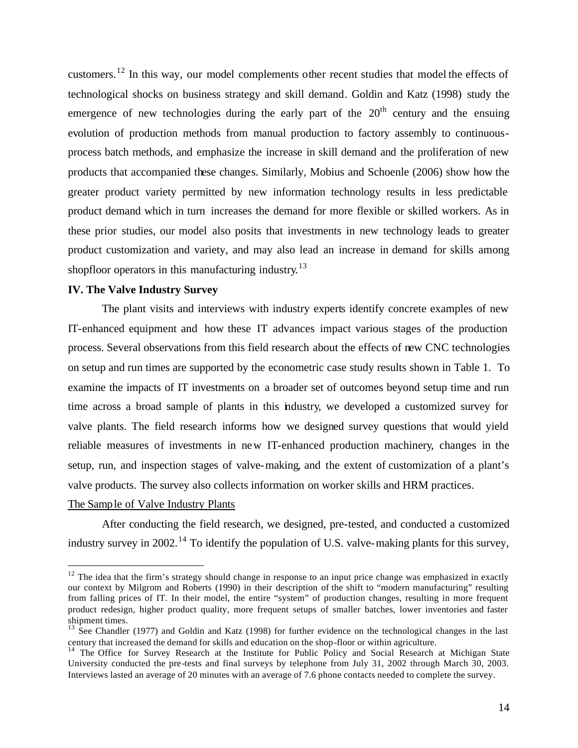customers.[12] In this way, our model complements other recent studies that model the effects of technological shocks on business strategy and skill demand. Goldin and Katz (1998) study the emergence of new technologies during the early part of the 20th century and the ensuing evolution of production methods from manual production to factory assembly to continuous-process batch methods, and emphasize the increase in skill demand and the proliferation of new products that accompanied these changes. Similarly, Mobius and Schoenle (2006) show how the greater product variety permitted by new information technology results in less predictable product demand which in turn increases the demand for more flexible or skilled workers. As in these prior studies, our model also posits that investments in new technology leads to greater product customization and variety, and may also lead an increase in demand for skills among shopfloor operators in this manufacturing industry.[13]

### IV. The Valve Industry Survey

The plant visits and interviews with industry experts identify concrete examples of new IT-enhanced equipment and how these IT advances impact various stages of the production process. Several observations from this field research about the effects of new CNC technologies on setup and run times are supported by the econometric case study results shown in Table 1. To examine the impacts of IT investments on a broader set of outcomes beyond setup time and run time across a broad sample of plants in this industry, we developed a customized survey for valve plants. The field research informs how we designed survey questions that would yield reliable measures of investments in new IT-enhanced production machinery, changes in the setup, run, and inspection stages of valve-making, and the extent of customization of a plant's valve products. The survey also collects information on worker skills and HRM practices.

<u>The Sample of Valve Industry Plants</u>

After conducting the field research, we designed, pre-tested, and conducted a customized industry survey in 2002.[14] To identify the population of U.S. valve-making plants for this survey,

---

[12] The idea that the firm's strategy should change in response to an input price change was emphasized in exactly our context by Milgrom and Roberts (1990) in their description of the shift to "modern manufacturing" resulting from falling prices of IT. In their model, the entire "system" of production changes, resulting in more frequent product redesign, higher product quality, more frequent setups of smaller batches, lower inventories and faster shipment times.

[13] See Chandler (1977) and Goldin and Katz (1998) for further evidence on the technological changes in the last century that increased the demand for skills and education on the shop-floor or within agriculture.

[14] The Office for Survey Research at the Institute for Public Policy and Social Research at Michigan State University conducted the pre-tests and final surveys by telephone from July 31, 2002 through March 30, 2003. Interviews lasted an average of 20 minutes with an average of 7.6 phone contacts needed to complete the survey.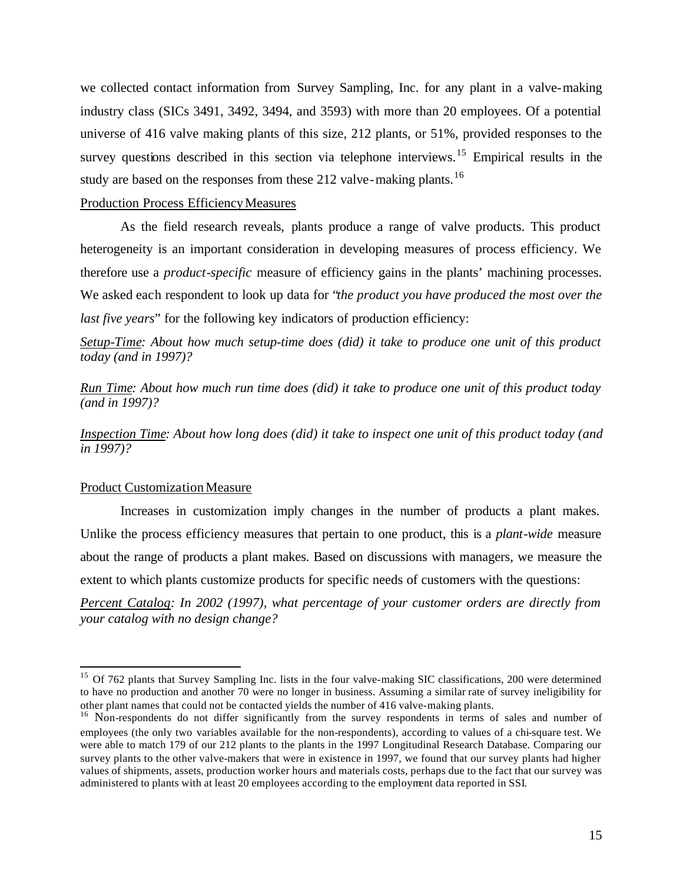we collected contact information from Survey Sampling, Inc. for any plant in a valve-making industry class (SICs 3491, 3492, 3494, and 3593) with more than 20 employees. Of a potential universe of 416 valve making plants of this size, 212 plants, or 51%, provided responses to the survey questions described in this section via telephone interviews.[15] Empirical results in the study are based on the responses from these 212 valve-making plants.[16]

<u>Production Process Efficiency Measures</u>

As the field research reveals, plants produce a range of valve products. This product heterogeneity is an important consideration in developing measures of process efficiency. We therefore use a *product-specific* measure of efficiency gains in the plants' machining processes. We asked each respondent to look up data for "*the product you have produced the most over the last five years*" for the following key indicators of production efficiency:

*<u>Setup-Time</u>: About how much setup-time does (did) it take to produce one unit of this product today (and in 1997)?*

*<u>Run Time</u>: About how much run time does (did) it take to produce one unit of this product today (and in 1997)?*

*<u>Inspection Time</u>: About how long does (did) it take to inspect one unit of this product today (and in 1997)?*

<u>Product Customization Measure</u>

Increases in customization imply changes in the number of products a plant makes. Unlike the process efficiency measures that pertain to one product, this is a *plant-wide* measure about the range of products a plant makes. Based on discussions with managers, we measure the extent to which plants customize products for specific needs of customers with the questions:

*<u>Percent Catalog</u>: In 2002 (1997), what percentage of your customer orders are directly from your catalog with no design change?*

---

[15] Of 762 plants that Survey Sampling Inc. lists in the four valve-making SIC classifications, 200 were determined to have no production and another 70 were no longer in business. Assuming a similar rate of survey ineligibility for other plant names that could not be contacted yields the number of 416 valve-making plants.

[16] Non-respondents do not differ significantly from the survey respondents in terms of sales and number of employees (the only two variables available for the non-respondents), according to values of a chi-square test. We were able to match 179 of our 212 plants to the plants in the 1997 Longitudinal Research Database. Comparing our survey plants to the other valve-makers that were in existence in 1997, we found that our survey plants had higher values of shipments, assets, production worker hours and materials costs, perhaps due to the fact that our survey was administered to plants with at least 20 employees according to the employment data reported in SSI.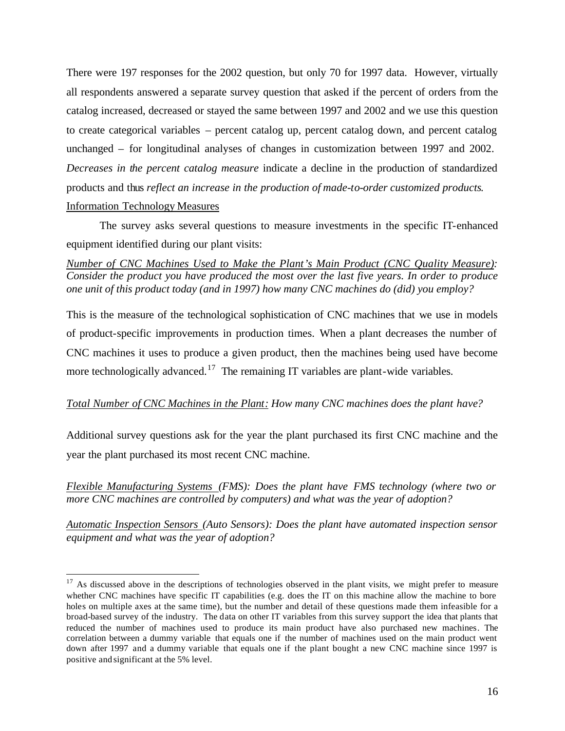There were 197 responses for the 2002 question, but only 70 for 1997 data. However, virtually all respondents answered a separate survey question that asked if the percent of orders from the catalog increased, decreased or stayed the same between 1997 and 2002 and we use this question to create categorical variables – percent catalog up, percent catalog down, and percent catalog unchanged – for longitudinal analyses of changes in customization between 1997 and 2002. *Decreases in the percent catalog measure* indicate a decline in the production of standardized products and thus *reflect an increase in the production of made-to-order customized products*.

<u>Information Technology Measures</u>

The survey asks several questions to measure investments in the specific IT-enhanced equipment identified during our plant visits:

*<u>Number of CNC Machines Used to Make the Plant's Main Product (CNC Quality Measure)</u>: Consider the product you have produced the most over the last five years. In order to produce one unit of this product today (and in 1997) how many CNC machines do (did) you employ?*

This is the measure of the technological sophistication of CNC machines that we use in models of product-specific improvements in production times. When a plant decreases the number of CNC machines it uses to produce a given product, then the machines being used have become more technologically advanced.[17] The remaining IT variables are plant-wide variables.

*<u>Total Number of CNC Machines in the Plant</u>: How many CNC machines does the plant have?*

Additional survey questions ask for the year the plant purchased its first CNC machine and the year the plant purchased its most recent CNC machine.

*<u>Flexible Manufacturing Systems</u> (FMS): Does the plant have FMS technology (where two or more CNC machines are controlled by computers) and what was the year of adoption?*

*<u>Automatic Inspection Sensors</u> (Auto Sensors): Does the plant have automated inspection sensor equipment and what was the year of adoption?*

---

[17] As discussed above in the descriptions of technologies observed in the plant visits, we might prefer to measure whether CNC machines have specific IT capabilities (e.g. does the IT on this machine allow the machine to bore holes on multiple axes at the same time), but the number and detail of these questions made them infeasible for a broad-based survey of the industry. The data on other IT variables from this survey support the idea that plants that reduced the number of machines used to produce its main product have also purchased new machines. The correlation between a dummy variable that equals one if the number of machines used on the main product went down after 1997 and a dummy variable that equals one if the plant bought a new CNC machine since 1997 is positive and significant at the 5% level.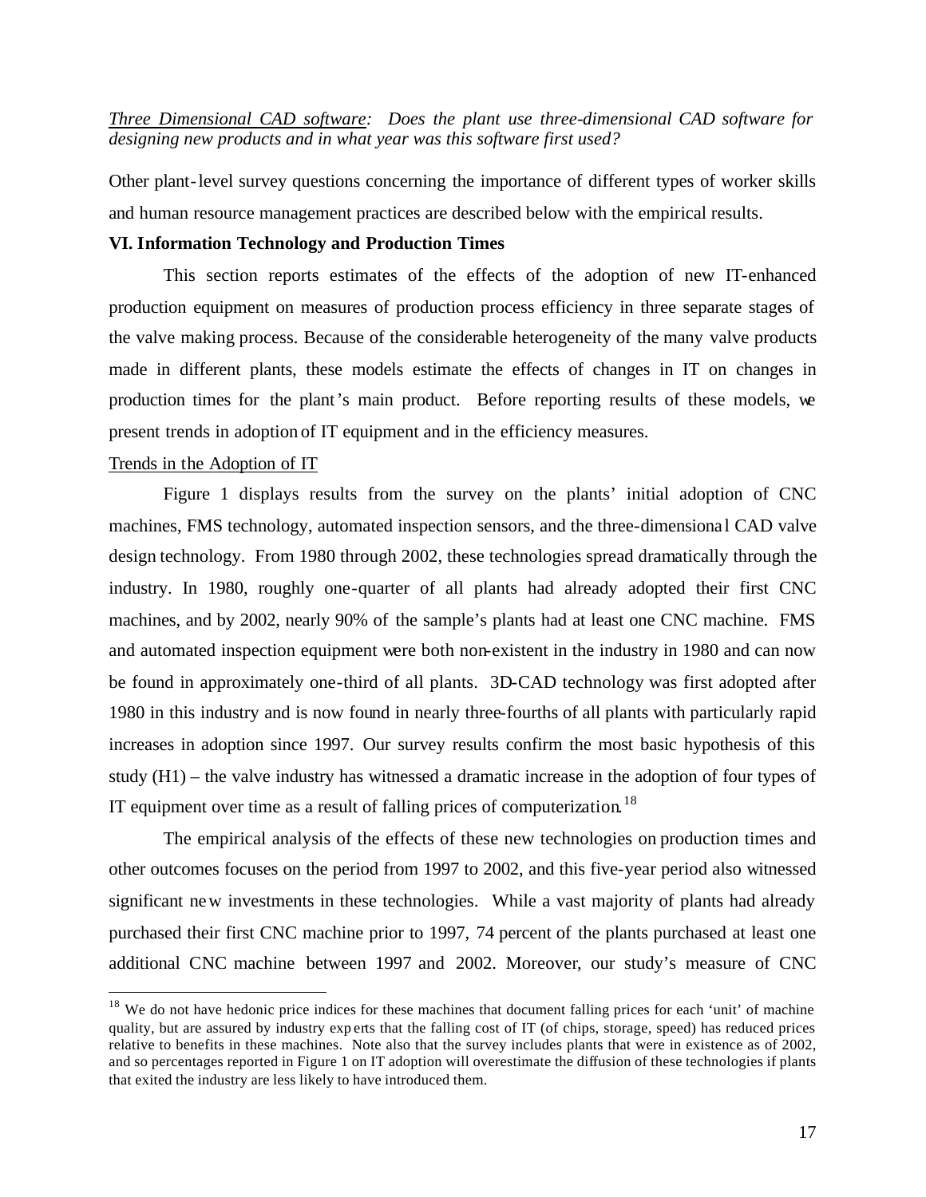*<u>Three Dimensional CAD software</u>: Does the plant use three-dimensional CAD software for designing new products and in what year was this software first used?*

Other plant-level survey questions concerning the importance of different types of worker skills and human resource management practices are described below with the empirical results.

**VI. Information Technology and Production Times**

This section reports estimates of the effects of the adoption of new IT-enhanced production equipment on measures of production process efficiency in three separate stages of the valve making process. Because of the considerable heterogeneity of the many valve products made in different plants, these models estimate the effects of changes in IT on changes in production times for the plant's main product. Before reporting results of these models, we present trends in adoption of IT equipment and in the efficiency measures.

<u>Trends in the Adoption of IT</u>

Figure 1 displays results from the survey on the plants' initial adoption of CNC machines, FMS technology, automated inspection sensors, and the three-dimensional CAD valve design technology. From 1980 through 2002, these technologies spread dramatically through the industry. In 1980, roughly one-quarter of all plants had already adopted their first CNC machines, and by 2002, nearly 90% of the sample's plants had at least one CNC machine. FMS and automated inspection equipment were both non-existent in the industry in 1980 and can now be found in approximately one-third of all plants. 3D-CAD technology was first adopted after 1980 in this industry and is now found in nearly three-fourths of all plants with particularly rapid increases in adoption since 1997. Our survey results confirm the most basic hypothesis of this study (H1) – the valve industry has witnessed a dramatic increase in the adoption of four types of IT equipment over time as a result of falling prices of computerization.[18]

The empirical analysis of the effects of these new technologies on production times and other outcomes focuses on the period from 1997 to 2002, and this five-year period also witnessed significant new investments in these technologies. While a vast majority of plants had already purchased their first CNC machine prior to 1997, 74 percent of the plants purchased at least one additional CNC machine between 1997 and 2002. Moreover, our study's measure of CNC

[18] We do not have hedonic price indices for these machines that document falling prices for each 'unit' of machine quality, but are assured by industry experts that the falling cost of IT (of chips, storage, speed) has reduced prices relative to benefits in these machines. Note also that the survey includes plants that were in existence as of 2002, and so percentages reported in Figure 1 on IT adoption will overestimate the diffusion of these technologies if plants that exited the industry are less likely to have introduced them.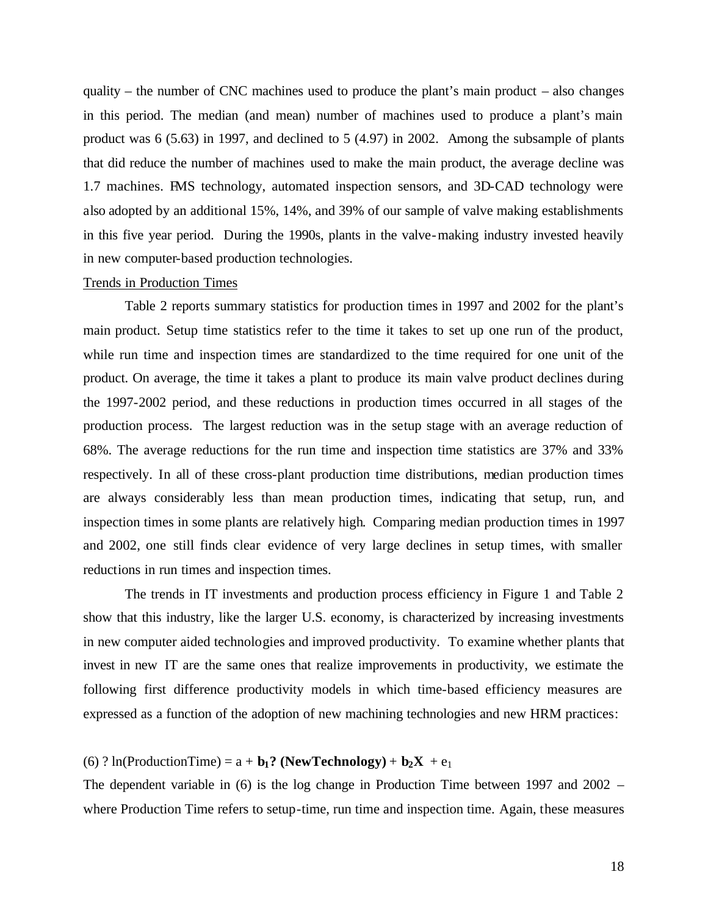quality – the number of CNC machines used to produce the plant's main product – also changes in this period. The median (and mean) number of machines used to produce a plant's main product was 6 (5.63) in 1997, and declined to 5 (4.97) in 2002. Among the subsample of plants that did reduce the number of machines used to make the main product, the average decline was 1.7 machines. FMS technology, automated inspection sensors, and 3D-CAD technology were also adopted by an additional 15%, 14%, and 39% of our sample of valve making establishments in this five year period. During the 1990s, plants in the valve-making industry invested heavily in new computer-based production technologies.

Trends in Production Times

Table 2 reports summary statistics for production times in 1997 and 2002 for the plant's main product. Setup time statistics refer to the time it takes to set up one run of the product, while run time and inspection times are standardized to the time required for one unit of the product. On average, the time it takes a plant to produce its main valve product declines during the 1997-2002 period, and these reductions in production times occurred in all stages of the production process. The largest reduction was in the setup stage with an average reduction of 68%. The average reductions for the run time and inspection time statistics are 37% and 33% respectively. In all of these cross-plant production time distributions, median production times are always considerably less than mean production times, indicating that setup, run, and inspection times in some plants are relatively high. Comparing median production times in 1997 and 2002, one still finds clear evidence of very large declines in setup times, with smaller reductions in run times and inspection times.

The trends in IT investments and production process efficiency in Figure 1 and Table 2 show that this industry, like the larger U.S. economy, is characterized by increasing investments in new computer aided technologies and improved productivity. To examine whether plants that invest in new IT are the same ones that realize improvements in productivity, we estimate the following first difference productivity models in which time-based efficiency measures are expressed as a function of the adoption of new machining technologies and new HRM practices:

(6) $\Delta \ln(\text{ProductionTime}) = a + \mathbf{b_1 \Delta (NewTechnology)} + \mathbf{b_2 X} + e_1$

The dependent variable in (6) is the log change in Production Time between 1997 and 2002 – where Production Time refers to setup-time, run time and inspection time. Again, these measures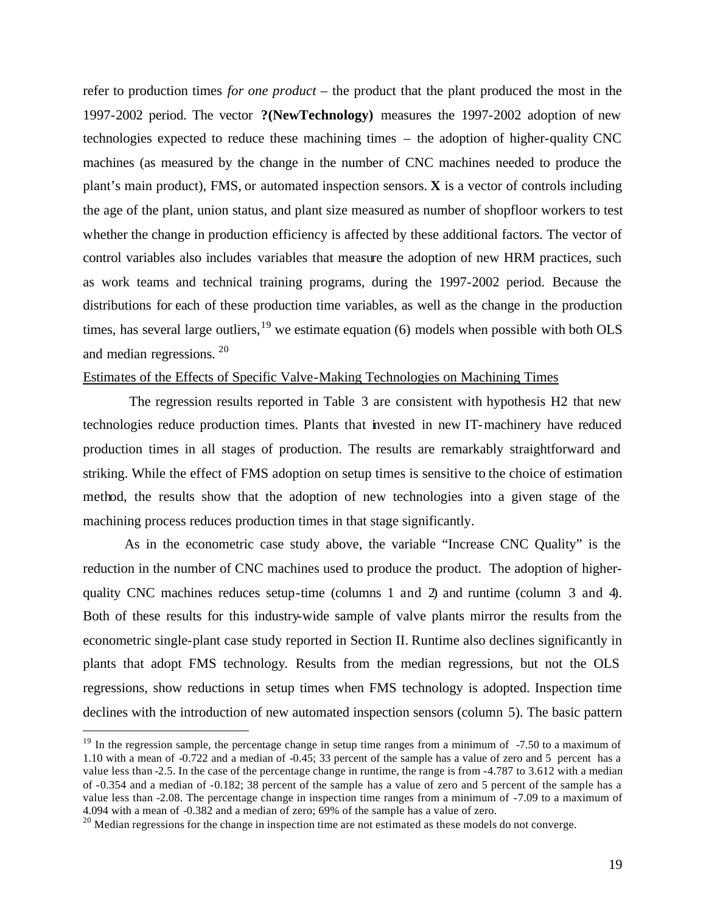refer to production times *for one product* – the product that the plant produced the most in the 1997-2002 period. The vector **?(NewTechnology)** measures the 1997-2002 adoption of new technologies expected to reduce these machining times – the adoption of higher-quality CNC machines (as measured by the change in the number of CNC machines needed to produce the plant's main product), FMS, or automated inspection sensors. **X** is a vector of controls including the age of the plant, union status, and plant size measured as number of shopfloor workers to test whether the change in production efficiency is affected by these additional factors. The vector of control variables also includes variables that measure the adoption of new HRM practices, such as work teams and technical training programs, during the 1997-2002 period. Because the distributions for each of these production time variables, as well as the change in the production times, has several large outliers,[19] we estimate equation (6) models when possible with both OLS and median regressions.[20]

Estimates of the Effects of Specific Valve-Making Technologies on Machining Times

The regression results reported in Table 3 are consistent with hypothesis H2 that new technologies reduce production times. Plants that invested in new IT-machinery have reduced production times in all stages of production. The results are remarkably straightforward and striking. While the effect of FMS adoption on setup times is sensitive to the choice of estimation method, the results show that the adoption of new technologies into a given stage of the machining process reduces production times in that stage significantly.

As in the econometric case study above, the variable "Increase CNC Quality" is the reduction in the number of CNC machines used to produce the product. The adoption of higher-quality CNC machines reduces setup-time (columns 1 and 2) and runtime (column 3 and 4). Both of these results for this industry-wide sample of valve plants mirror the results from the econometric single-plant case study reported in Section II. Runtime also declines significantly in plants that adopt FMS technology. Results from the median regressions, but not the OLS regressions, show reductions in setup times when FMS technology is adopted. Inspection time declines with the introduction of new automated inspection sensors (column 5). The basic pattern

[19] In the regression sample, the percentage change in setup time ranges from a minimum of -7.50 to a maximum of 1.10 with a mean of -0.722 and a median of -0.45; 33 percent of the sample has a value of zero and 5 percent has a value less than -2.5. In the case of the percentage change in runtime, the range is from -4.787 to 3.612 with a median of -0.354 and a median of -0.182; 38 percent of the sample has a value of zero and 5 percent of the sample has a value less than -2.08. The percentage change in inspection time ranges from a minimum of -7.09 to a maximum of 4.094 with a mean of -0.382 and a median of zero; 69% of the sample has a value of zero.

[20] Median regressions for the change in inspection time are not estimated as these models do not converge.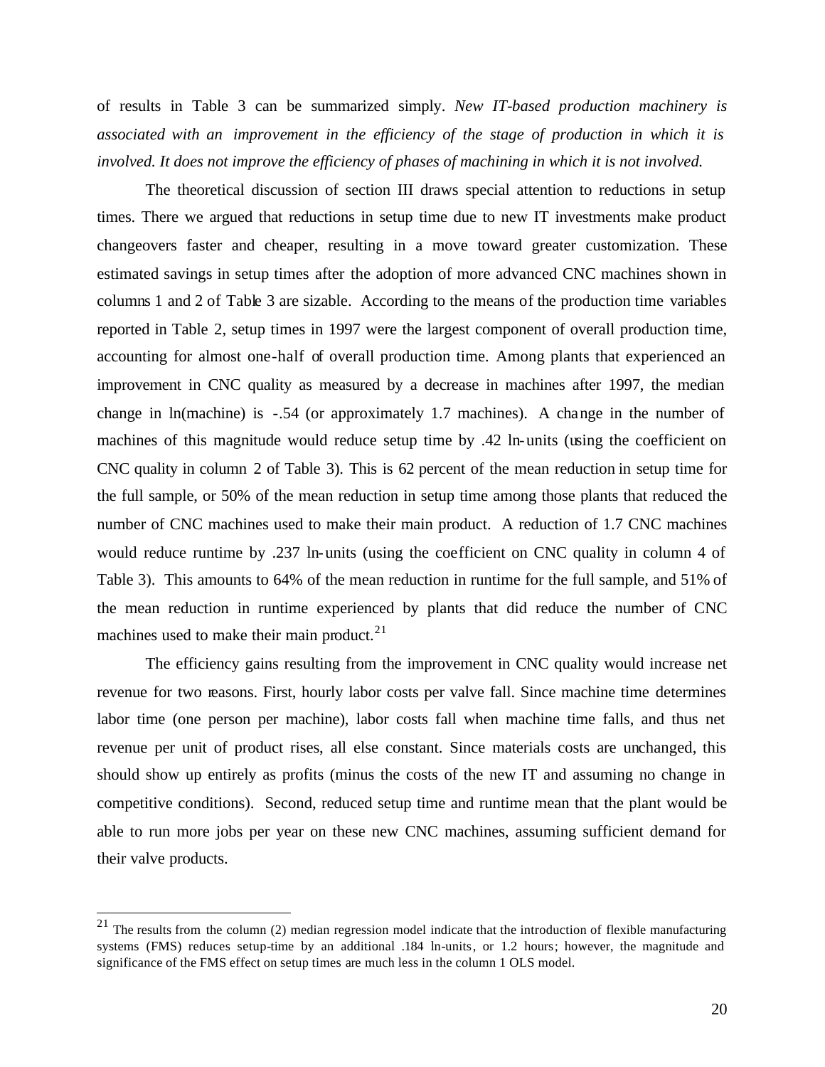of results in Table 3 can be summarized simply. *New IT-based production machinery is associated with an improvement in the efficiency of the stage of production in which it is involved. It does not improve the efficiency of phases of machining in which it is not involved.*

The theoretical discussion of section III draws special attention to reductions in setup times. There we argued that reductions in setup time due to new IT investments make product changeovers faster and cheaper, resulting in a move toward greater customization. These estimated savings in setup times after the adoption of more advanced CNC machines shown in columns 1 and 2 of Table 3 are sizable. According to the means of the production time variables reported in Table 2, setup times in 1997 were the largest component of overall production time, accounting for almost one-half of overall production time. Among plants that experienced an improvement in CNC quality as measured by a decrease in machines after 1997, the median change in ln(machine) is -.54 (or approximately 1.7 machines). A change in the number of machines of this magnitude would reduce setup time by .42 ln-units (using the coefficient on CNC quality in column 2 of Table 3). This is 62 percent of the mean reduction in setup time for the full sample, or 50% of the mean reduction in setup time among those plants that reduced the number of CNC machines used to make their main product. A reduction of 1.7 CNC machines would reduce runtime by .237 ln-units (using the coefficient on CNC quality in column 4 of Table 3). This amounts to 64% of the mean reduction in runtime for the full sample, and 51% of the mean reduction in runtime experienced by plants that did reduce the number of CNC machines used to make their main product.[21]

The efficiency gains resulting from the improvement in CNC quality would increase net revenue for two reasons. First, hourly labor costs per valve fall. Since machine time determines labor time (one person per machine), labor costs fall when machine time falls, and thus net revenue per unit of product rises, all else constant. Since materials costs are unchanged, this should show up entirely as profits (minus the costs of the new IT and assuming no change in competitive conditions). Second, reduced setup time and runtime mean that the plant would be able to run more jobs per year on these new CNC machines, assuming sufficient demand for their valve products.

---

[21] The results from the column (2) median regression model indicate that the introduction of flexible manufacturing systems (FMS) reduces setup-time by an additional .184 ln-units, or 1.2 hours; however, the magnitude and significance of the FMS effect on setup times are much less in the column 1 OLS model.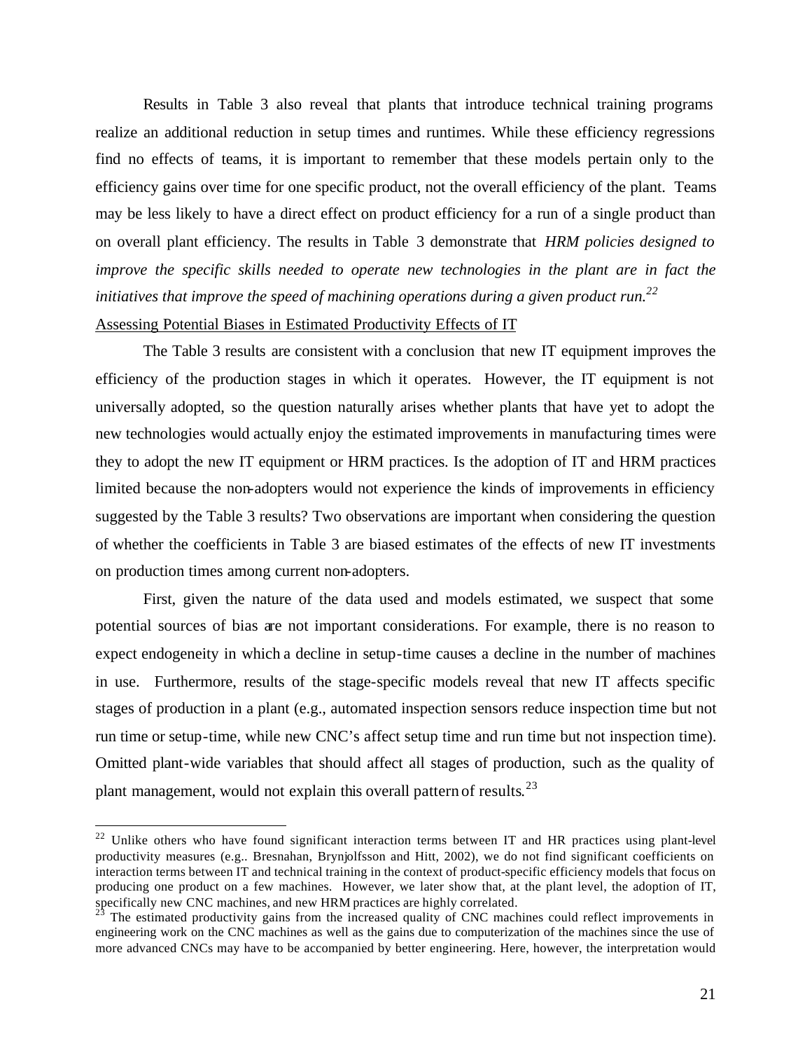Results in Table 3 also reveal that plants that introduce technical training programs realize an additional reduction in setup times and runtimes. While these efficiency regressions find no effects of teams, it is important to remember that these models pertain only to the efficiency gains over time for one specific product, not the overall efficiency of the plant. Teams may be less likely to have a direct effect on product efficiency for a run of a single product than on overall plant efficiency. The results in Table 3 demonstrate that *HRM policies designed to improve the specific skills needed to operate new technologies in the plant are in fact the initiatives that improve the speed of machining operations during a given product run.*[22]

Assessing Potential Biases in Estimated Productivity Effects of IT

The Table 3 results are consistent with a conclusion that new IT equipment improves the efficiency of the production stages in which it operates. However, the IT equipment is not universally adopted, so the question naturally arises whether plants that have yet to adopt the new technologies would actually enjoy the estimated improvements in manufacturing times were they to adopt the new IT equipment or HRM practices. Is the adoption of IT and HRM practices limited because the non-adopters would not experience the kinds of improvements in efficiency suggested by the Table 3 results? Two observations are important when considering the question of whether the coefficients in Table 3 are biased estimates of the effects of new IT investments on production times among current non-adopters.

First, given the nature of the data used and models estimated, we suspect that some potential sources of bias are not important considerations. For example, there is no reason to expect endogeneity in which a decline in setup-time causes a decline in the number of machines in use. Furthermore, results of the stage-specific models reveal that new IT affects specific stages of production in a plant (e.g., automated inspection sensors reduce inspection time but not run time or setup-time, while new CNC's affect setup time and run time but not inspection time). Omitted plant-wide variables that should affect all stages of production, such as the quality of plant management, would not explain this overall pattern of results.[23]

---

[22] Unlike others who have found significant interaction terms between IT and HR practices using plant-level productivity measures (e.g.. Bresnahan, Brynjolfsson and Hitt, 2002), we do not find significant coefficients on interaction terms between IT and technical training in the context of product-specific efficiency models that focus on producing one product on a few machines. However, we later show that, at the plant level, the adoption of IT, specifically new CNC machines, and new HRM practices are highly correlated.

[23] The estimated productivity gains from the increased quality of CNC machines could reflect improvements in engineering work on the CNC machines as well as the gains due to computerization of the machines since the use of more advanced CNCs may have to be accompanied by better engineering. Here, however, the interpretation would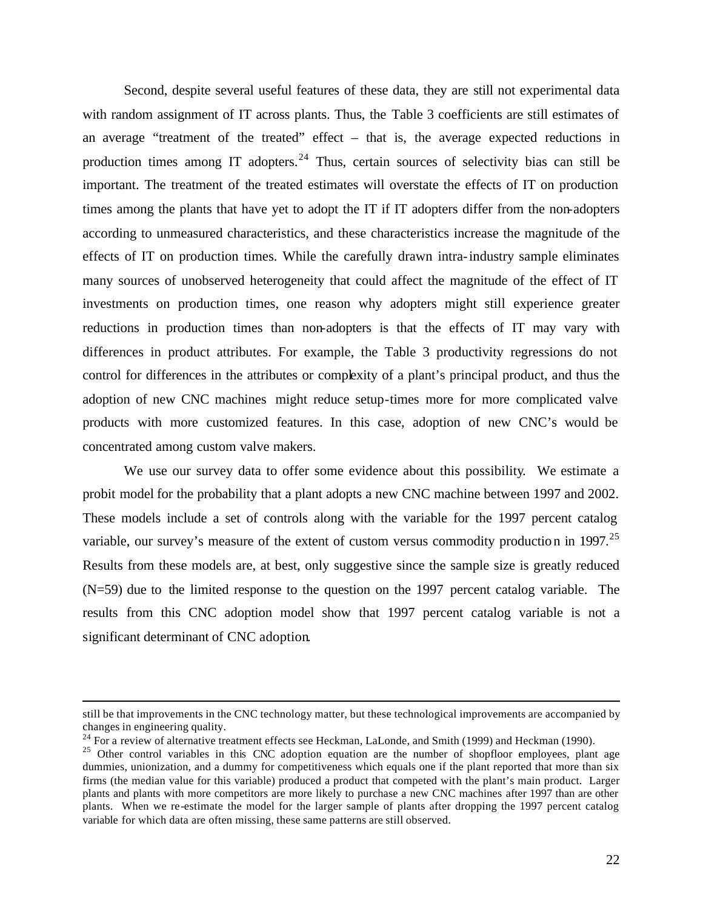Second, despite several useful features of these data, they are still not experimental data with random assignment of IT across plants. Thus, the Table 3 coefficients are still estimates of an average "treatment of the treated" effect – that is, the average expected reductions in production times among IT adopters.[24] Thus, certain sources of selectivity bias can still be important. The treatment of the treated estimates will overstate the effects of IT on production times among the plants that have yet to adopt the IT if IT adopters differ from the non-adopters according to unmeasured characteristics, and these characteristics increase the magnitude of the effects of IT on production times. While the carefully drawn intra-industry sample eliminates many sources of unobserved heterogeneity that could affect the magnitude of the effect of IT investments on production times, one reason why adopters might still experience greater reductions in production times than non-adopters is that the effects of IT may vary with differences in product attributes. For example, the Table 3 productivity regressions do not control for differences in the attributes or complexity of a plant's principal product, and thus the adoption of new CNC machines might reduce setup-times more for more complicated valve products with more customized features. In this case, adoption of new CNC's would be concentrated among custom valve makers.

We use our survey data to offer some evidence about this possibility. We estimate a probit model for the probability that a plant adopts a new CNC machine between 1997 and 2002. These models include a set of controls along with the variable for the 1997 percent catalog variable, our survey's measure of the extent of custom versus commodity production in 1997.[25] Results from these models are, at best, only suggestive since the sample size is greatly reduced (N=59) due to the limited response to the question on the 1997 percent catalog variable. The results from this CNC adoption model show that 1997 percent catalog variable is not a significant determinant of CNC adoption.

---

still be that improvements in the CNC technology matter, but these technological improvements are accompanied by changes in engineering quality.

[24] For a review of alternative treatment effects see Heckman, LaLonde, and Smith (1999) and Heckman (1990).

[25] Other control variables in this CNC adoption equation are the number of shopfloor employees, plant age dummies, unionization, and a dummy for competitiveness which equals one if the plant reported that more than six firms (the median value for this variable) produced a product that competed with the plant's main product. Larger plants and plants with more competitors are more likely to purchase a new CNC machines after 1997 than are other plants. When we re-estimate the model for the larger sample of plants after dropping the 1997 percent catalog variable for which data are often missing, these same patterns are still observed.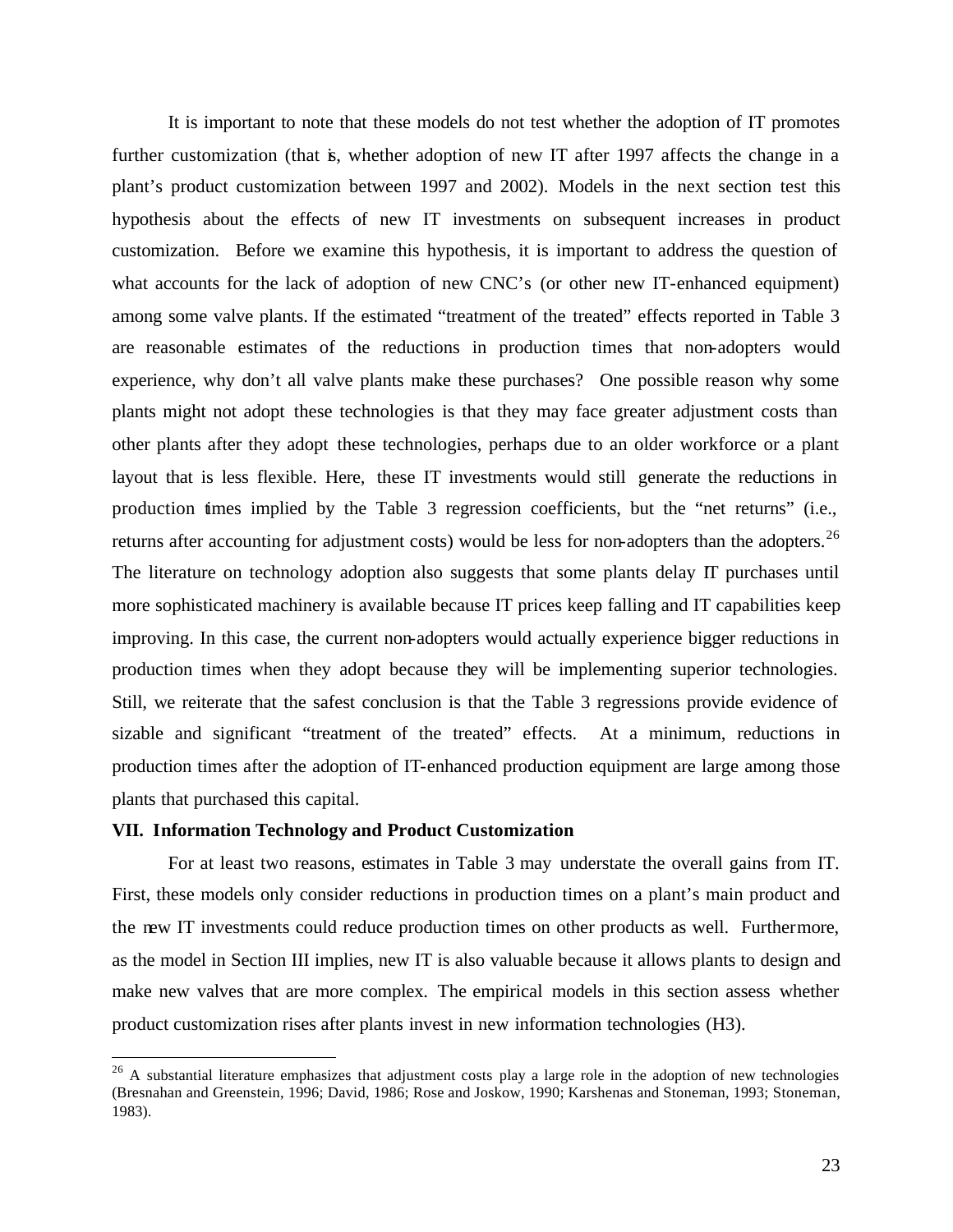It is important to note that these models do not test whether the adoption of IT promotes further customization (that is, whether adoption of new IT after 1997 affects the change in a plant's product customization between 1997 and 2002). Models in the next section test this hypothesis about the effects of new IT investments on subsequent increases in product customization. Before we examine this hypothesis, it is important to address the question of what accounts for the lack of adoption of new CNC's (or other new IT-enhanced equipment) among some valve plants. If the estimated "treatment of the treated" effects reported in Table 3 are reasonable estimates of the reductions in production times that non-adopters would experience, why don't all valve plants make these purchases? One possible reason why some plants might not adopt these technologies is that they may face greater adjustment costs than other plants after they adopt these technologies, perhaps due to an older workforce or a plant layout that is less flexible. Here, these IT investments would still generate the reductions in production times implied by the Table 3 regression coefficients, but the "net returns" (i.e., returns after accounting for adjustment costs) would be less for non-adopters than the adopters.[26] The literature on technology adoption also suggests that some plants delay IT purchases until more sophisticated machinery is available because IT prices keep falling and IT capabilities keep improving. In this case, the current non-adopters would actually experience bigger reductions in production times when they adopt because they will be implementing superior technologies. Still, we reiterate that the safest conclusion is that the Table 3 regressions provide evidence of sizable and significant "treatment of the treated" effects. At a minimum, reductions in production times after the adoption of IT-enhanced production equipment are large among those plants that purchased this capital.

**VII. Information Technology and Product Customization**

For at least two reasons, estimates in Table 3 may understate the overall gains from IT. First, these models only consider reductions in production times on a plant's main product and the new IT investments could reduce production times on other products as well. Furthermore, as the model in Section III implies, new IT is also valuable because it allows plants to design and make new valves that are more complex. The empirical models in this section assess whether product customization rises after plants invest in new information technologies (H3).

[26] A substantial literature emphasizes that adjustment costs play a large role in the adoption of new technologies (Bresnahan and Greenstein, 1996; David, 1986; Rose and Joskow, 1990; Karshenas and Stoneman, 1993; Stoneman, 1983).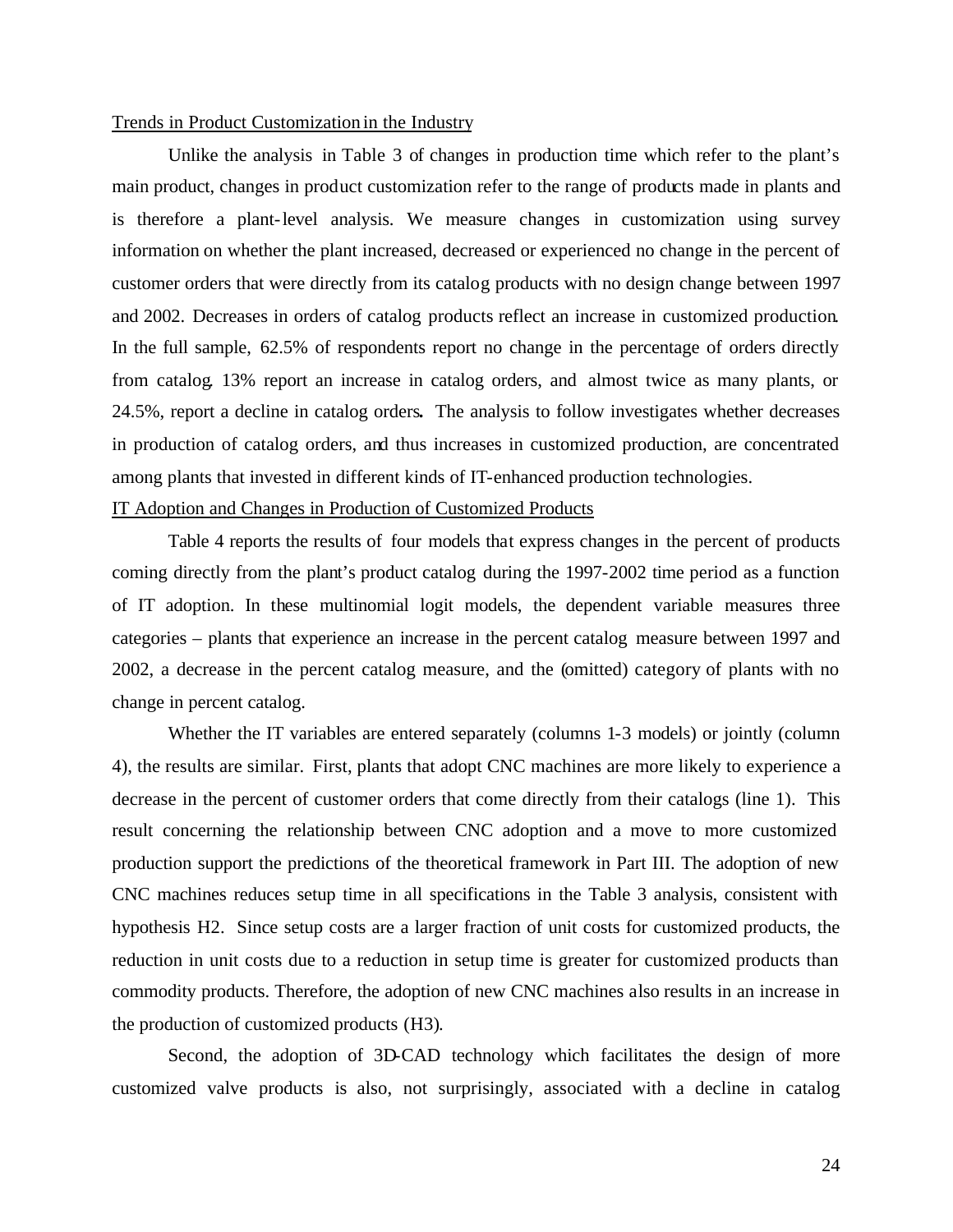Trends in Product Customization in the Industry

Unlike the analysis in Table 3 of changes in production time which refer to the plant's main product, changes in product customization refer to the range of products made in plants and is therefore a plant-level analysis. We measure changes in customization using survey information on whether the plant increased, decreased or experienced no change in the percent of customer orders that were directly from its catalog products with no design change between 1997 and 2002. Decreases in orders of catalog products reflect an increase in customized production. In the full sample, 62.5% of respondents report no change in the percentage of orders directly from catalog. 13% report an increase in catalog orders, and almost twice as many plants, or 24.5%, report a decline in catalog orders. The analysis to follow investigates whether decreases in production of catalog orders, and thus increases in customized production, are concentrated among plants that invested in different kinds of IT-enhanced production technologies.

IT Adoption and Changes in Production of Customized Products

Table 4 reports the results of four models that express changes in the percent of products coming directly from the plant's product catalog during the 1997-2002 time period as a function of IT adoption. In these multinomial logit models, the dependent variable measures three categories – plants that experience an increase in the percent catalog measure between 1997 and 2002, a decrease in the percent catalog measure, and the (omitted) category of plants with no change in percent catalog.

Whether the IT variables are entered separately (columns 1-3 models) or jointly (column 4), the results are similar. First, plants that adopt CNC machines are more likely to experience a decrease in the percent of customer orders that come directly from their catalogs (line 1). This result concerning the relationship between CNC adoption and a move to more customized production support the predictions of the theoretical framework in Part III. The adoption of new CNC machines reduces setup time in all specifications in the Table 3 analysis, consistent with hypothesis H2. Since setup costs are a larger fraction of unit costs for customized products, the reduction in unit costs due to a reduction in setup time is greater for customized products than commodity products. Therefore, the adoption of new CNC machines also results in an increase in the production of customized products (H3).

Second, the adoption of 3D-CAD technology which facilitates the design of more customized valve products is also, not surprisingly, associated with a decline in catalog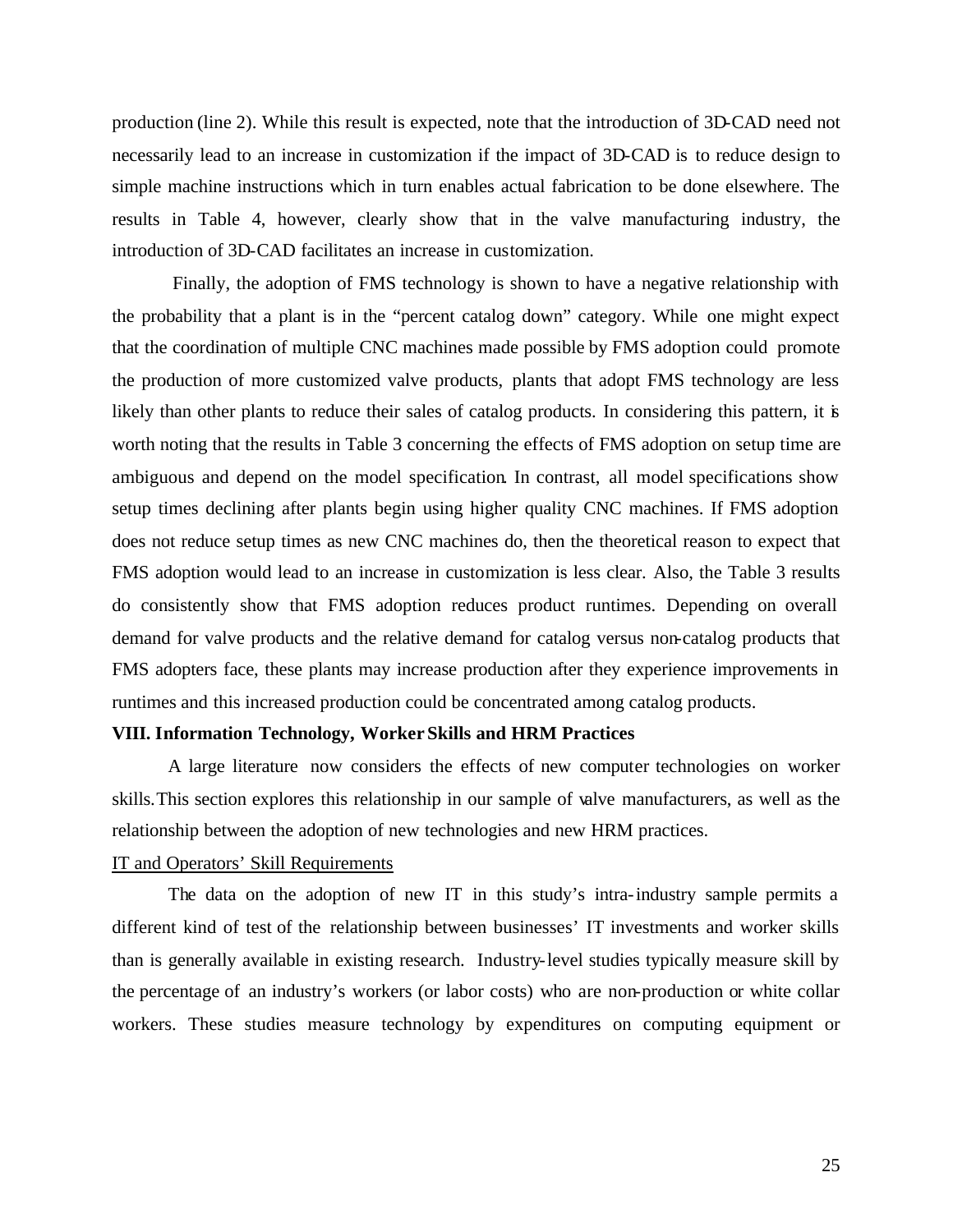production (line 2). While this result is expected, note that the introduction of 3D-CAD need not necessarily lead to an increase in customization if the impact of 3D-CAD is to reduce design to simple machine instructions which in turn enables actual fabrication to be done elsewhere. The results in Table 4, however, clearly show that in the valve manufacturing industry, the introduction of 3D-CAD facilitates an increase in customization.

Finally, the adoption of FMS technology is shown to have a negative relationship with the probability that a plant is in the "percent catalog down" category. While one might expect that the coordination of multiple CNC machines made possible by FMS adoption could promote the production of more customized valve products, plants that adopt FMS technology are less likely than other plants to reduce their sales of catalog products. In considering this pattern, it is worth noting that the results in Table 3 concerning the effects of FMS adoption on setup time are ambiguous and depend on the model specification. In contrast, all model specifications show setup times declining after plants begin using higher quality CNC machines. If FMS adoption does not reduce setup times as new CNC machines do, then the theoretical reason to expect that FMS adoption would lead to an increase in customization is less clear. Also, the Table 3 results do consistently show that FMS adoption reduces product runtimes. Depending on overall demand for valve products and the relative demand for catalog versus non-catalog products that FMS adopters face, these plants may increase production after they experience improvements in runtimes and this increased production could be concentrated among catalog products.

## VIII. Information Technology, Worker Skills and HRM Practices

A large literature now considers the effects of new computer technologies on worker skills. This section explores this relationship in our sample of valve manufacturers, as well as the relationship between the adoption of new technologies and new HRM practices.

<u>IT and Operators' Skill Requirements</u>

The data on the adoption of new IT in this study's intra-industry sample permits a different kind of test of the relationship between businesses' IT investments and worker skills than is generally available in existing research. Industry-level studies typically measure skill by the percentage of an industry's workers (or labor costs) who are non-production or white collar workers. These studies measure technology by expenditures on computing equipment or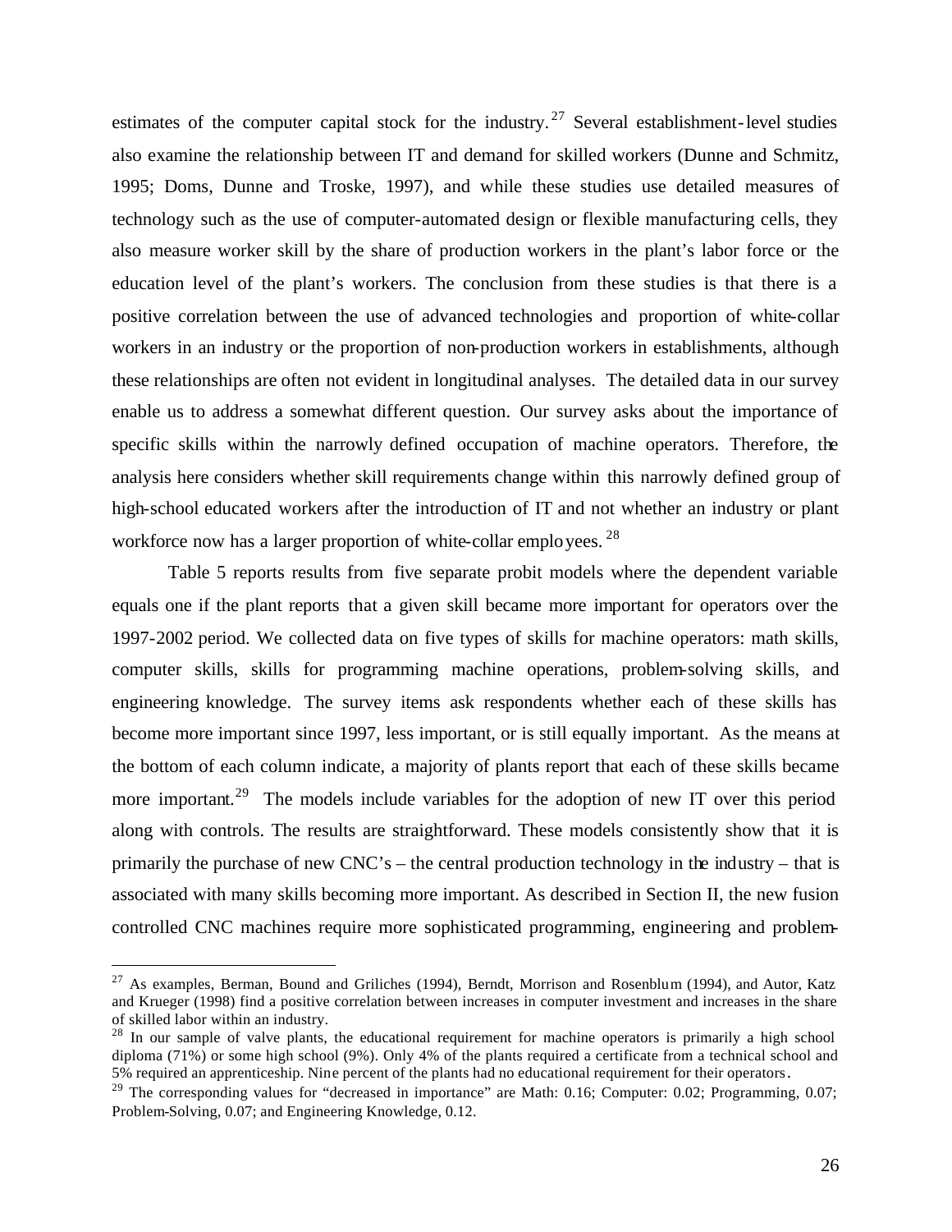estimates of the computer capital stock for the industry.[27] Several establishment-level studies also examine the relationship between IT and demand for skilled workers (Dunne and Schmitz, 1995; Doms, Dunne and Troske, 1997), and while these studies use detailed measures of technology such as the use of computer-automated design or flexible manufacturing cells, they also measure worker skill by the share of production workers in the plant's labor force or the education level of the plant's workers. The conclusion from these studies is that there is a positive correlation between the use of advanced technologies and proportion of white-collar workers in an industry or the proportion of non-production workers in establishments, although these relationships are often not evident in longitudinal analyses. The detailed data in our survey enable us to address a somewhat different question. Our survey asks about the importance of specific skills within the narrowly defined occupation of machine operators. Therefore, the analysis here considers whether skill requirements change within this narrowly defined group of high-school educated workers after the introduction of IT and not whether an industry or plant workforce now has a larger proportion of white-collar employees.[28]

Table 5 reports results from five separate probit models where the dependent variable equals one if the plant reports that a given skill became more important for operators over the 1997-2002 period. We collected data on five types of skills for machine operators: math skills, computer skills, skills for programming machine operations, problem-solving skills, and engineering knowledge. The survey items ask respondents whether each of these skills has become more important since 1997, less important, or is still equally important. As the means at the bottom of each column indicate, a majority of plants report that each of these skills became more important.[29] The models include variables for the adoption of new IT over this period along with controls. The results are straightforward. These models consistently show that it is primarily the purchase of new CNC's – the central production technology in the industry – that is associated with many skills becoming more important. As described in Section II, the new fusion controlled CNC machines require more sophisticated programming, engineering and problem-

[27] As examples, Berman, Bound and Griliches (1994), Berndt, Morrison and Rosenblum (1994), and Autor, Katz and Krueger (1998) find a positive correlation between increases in computer investment and increases in the share of skilled labor within an industry.

[28] In our sample of valve plants, the educational requirement for machine operators is primarily a high school diploma (71%) or some high school (9%). Only 4% of the plants required a certificate from a technical school and 5% required an apprenticeship. Nine percent of the plants had no educational requirement for their operators.

[29] The corresponding values for "decreased in importance" are Math: 0.16; Computer: 0.02; Programming, 0.07; Problem-Solving, 0.07; and Engineering Knowledge, 0.12.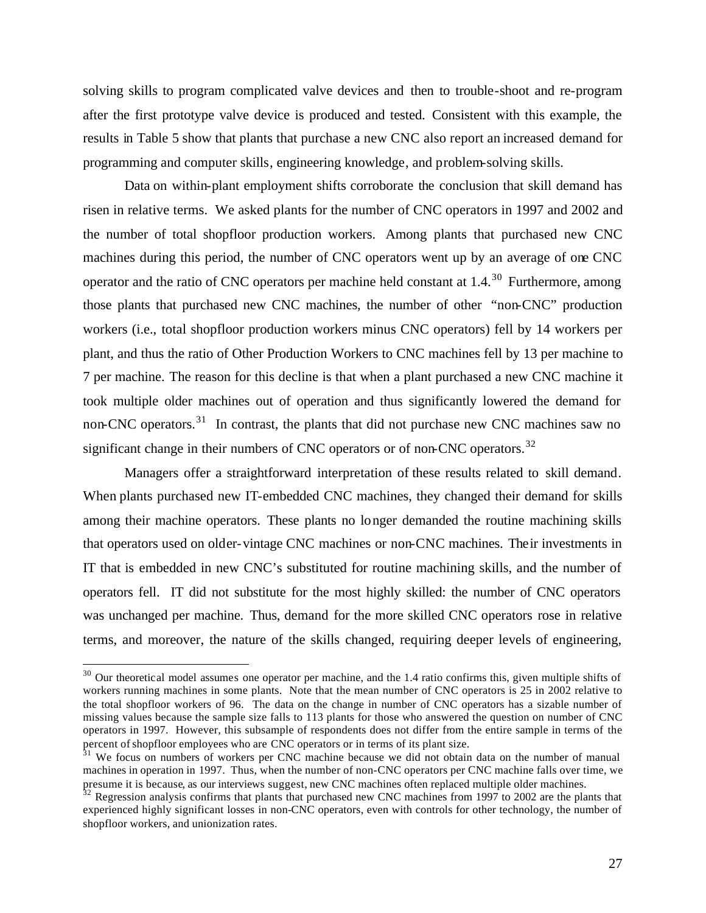solving skills to program complicated valve devices and then to trouble-shoot and re-program after the first prototype valve device is produced and tested. Consistent with this example, the results in Table 5 show that plants that purchase a new CNC also report an increased demand for programming and computer skills, engineering knowledge, and problem-solving skills.

Data on within-plant employment shifts corroborate the conclusion that skill demand has risen in relative terms. We asked plants for the number of CNC operators in 1997 and 2002 and the number of total shopfloor production workers. Among plants that purchased new CNC machines during this period, the number of CNC operators went up by an average of one CNC operator and the ratio of CNC operators per machine held constant at 1.4.[30] Furthermore, among those plants that purchased new CNC machines, the number of other "non-CNC" production workers (i.e., total shopfloor production workers minus CNC operators) fell by 14 workers per plant, and thus the ratio of Other Production Workers to CNC machines fell by 13 per machine to 7 per machine. The reason for this decline is that when a plant purchased a new CNC machine it took multiple older machines out of operation and thus significantly lowered the demand for non-CNC operators.[31] In contrast, the plants that did not purchase new CNC machines saw no significant change in their numbers of CNC operators or of non-CNC operators.[32]

Managers offer a straightforward interpretation of these results related to skill demand. When plants purchased new IT-embedded CNC machines, they changed their demand for skills among their machine operators. These plants no longer demanded the routine machining skills that operators used on older-vintage CNC machines or non-CNC machines. Their investments in IT that is embedded in new CNC's substituted for routine machining skills, and the number of operators fell. IT did not substitute for the most highly skilled: the number of CNC operators was unchanged per machine. Thus, demand for the more skilled CNC operators rose in relative terms, and moreover, the nature of the skills changed, requiring deeper levels of engineering,

---

[30] Our theoretical model assumes one operator per machine, and the 1.4 ratio confirms this, given multiple shifts of workers running machines in some plants. Note that the mean number of CNC operators is 25 in 2002 relative to the total shopfloor workers of 96. The data on the change in number of CNC operators has a sizable number of missing values because the sample size falls to 113 plants for those who answered the question on number of CNC operators in 1997. However, this subsample of respondents does not differ from the entire sample in terms of the percent of shopfloor employees who are CNC operators or in terms of its plant size.

[31] We focus on numbers of workers per CNC machine because we did not obtain data on the number of manual machines in operation in 1997. Thus, when the number of non-CNC operators per CNC machine falls over time, we presume it is because, as our interviews suggest, new CNC machines often replaced multiple older machines.

[32] Regression analysis confirms that plants that purchased new CNC machines from 1997 to 2002 are the plants that experienced highly significant losses in non-CNC operators, even with controls for other technology, the number of shopfloor workers, and unionization rates.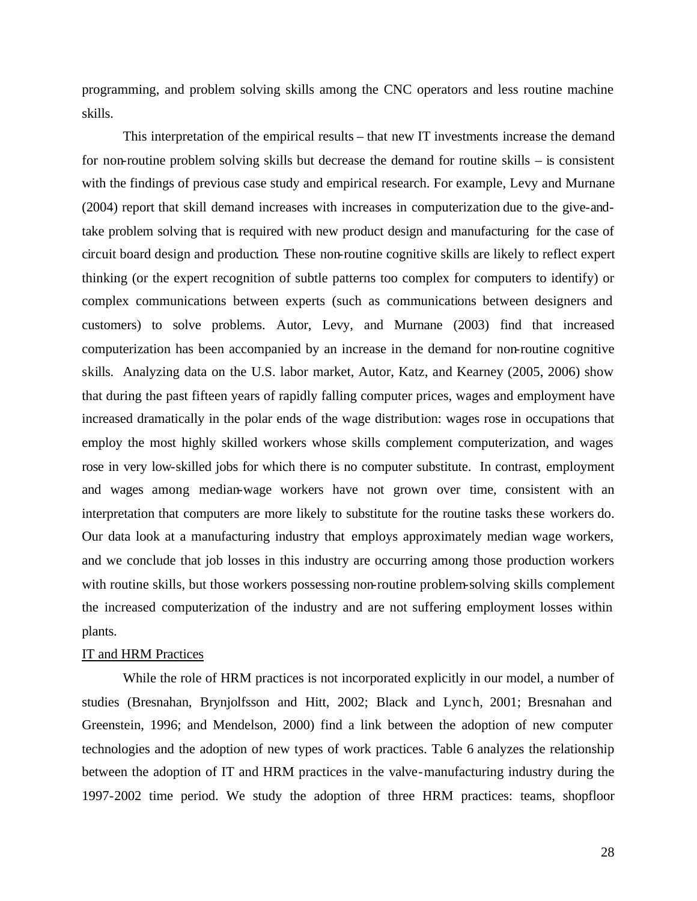programming, and problem solving skills among the CNC operators and less routine machine skills.

This interpretation of the empirical results – that new IT investments increase the demand for non-routine problem solving skills but decrease the demand for routine skills – is consistent with the findings of previous case study and empirical research. For example, Levy and Murnane (2004) report that skill demand increases with increases in computerization due to the give-and-take problem solving that is required with new product design and manufacturing for the case of circuit board design and production. These non-routine cognitive skills are likely to reflect expert thinking (or the expert recognition of subtle patterns too complex for computers to identify) or complex communications between experts (such as communications between designers and customers) to solve problems. Autor, Levy, and Murnane (2003) find that increased computerization has been accompanied by an increase in the demand for non-routine cognitive skills. Analyzing data on the U.S. labor market, Autor, Katz, and Kearney (2005, 2006) show that during the past fifteen years of rapidly falling computer prices, wages and employment have increased dramatically in the polar ends of the wage distribution: wages rose in occupations that employ the most highly skilled workers whose skills complement computerization, and wages rose in very low-skilled jobs for which there is no computer substitute. In contrast, employment and wages among median-wage workers have not grown over time, consistent with an interpretation that computers are more likely to substitute for the routine tasks these workers do. Our data look at a manufacturing industry that employs approximately median wage workers, and we conclude that job losses in this industry are occurring among those production workers with routine skills, but those workers possessing non-routine problem-solving skills complement the increased computerization of the industry and are not suffering employment losses within plants.

IT and HRM Practices

While the role of HRM practices is not incorporated explicitly in our model, a number of studies (Bresnahan, Brynjolfsson and Hitt, 2002; Black and Lynch, 2001; Bresnahan and Greenstein, 1996; and Mendelson, 2000) find a link between the adoption of new computer technologies and the adoption of new types of work practices. Table 6 analyzes the relationship between the adoption of IT and HRM practices in the valve-manufacturing industry during the 1997-2002 time period. We study the adoption of three HRM practices: teams, shopfloor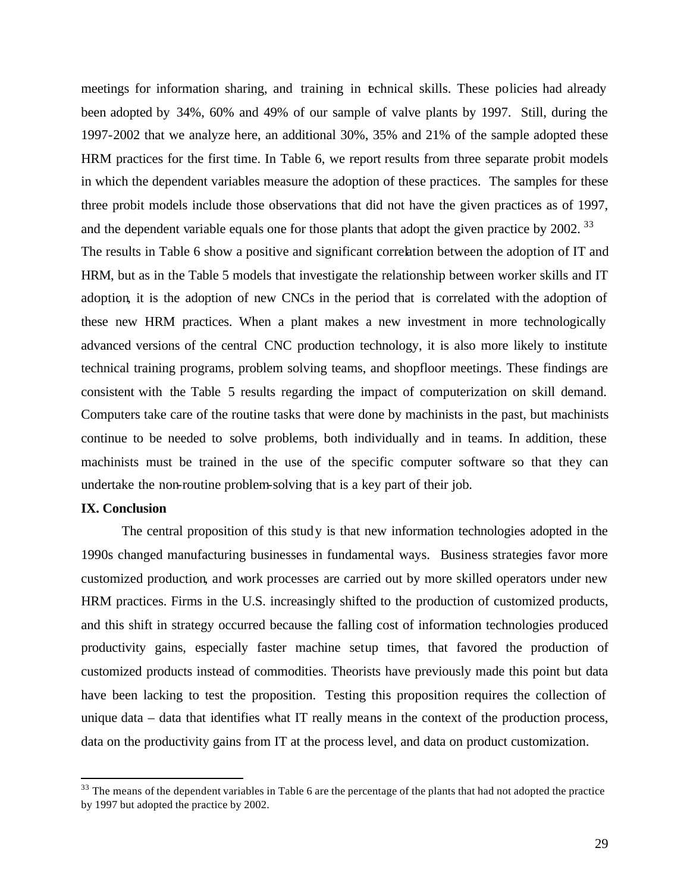meetings for information sharing, and training in technical skills. These policies had already been adopted by 34%, 60% and 49% of our sample of valve plants by 1997. Still, during the 1997-2002 that we analyze here, an additional 30%, 35% and 21% of the sample adopted these HRM practices for the first time. In Table 6, we report results from three separate probit models in which the dependent variables measure the adoption of these practices. The samples for these three probit models include those observations that did not have the given practices as of 1997, and the dependent variable equals one for those plants that adopt the given practice by 2002. [33]

The results in Table 6 show a positive and significant correlation between the adoption of IT and HRM, but as in the Table 5 models that investigate the relationship between worker skills and IT adoption, it is the adoption of new CNCs in the period that is correlated with the adoption of these new HRM practices. When a plant makes a new investment in more technologically advanced versions of the central CNC production technology, it is also more likely to institute technical training programs, problem solving teams, and shopfloor meetings. These findings are consistent with the Table 5 results regarding the impact of computerization on skill demand. Computers take care of the routine tasks that were done by machinists in the past, but machinists continue to be needed to solve problems, both individually and in teams. In addition, these machinists must be trained in the use of the specific computer software so that they can undertake the non-routine problem-solving that is a key part of their job.

## IX. Conclusion

The central proposition of this study is that new information technologies adopted in the 1990s changed manufacturing businesses in fundamental ways. Business strategies favor more customized production, and work processes are carried out by more skilled operators under new HRM practices. Firms in the U.S. increasingly shifted to the production of customized products, and this shift in strategy occurred because the falling cost of information technologies produced productivity gains, especially faster machine setup times, that favored the production of customized products instead of commodities. Theorists have previously made this point but data have been lacking to test the proposition. Testing this proposition requires the collection of unique data – data that identifies what IT really means in the context of the production process, data on the productivity gains from IT at the process level, and data on product customization.

---

[33] The means of the dependent variables in Table 6 are the percentage of the plants that had not adopted the practice by 1997 but adopted the practice by 2002.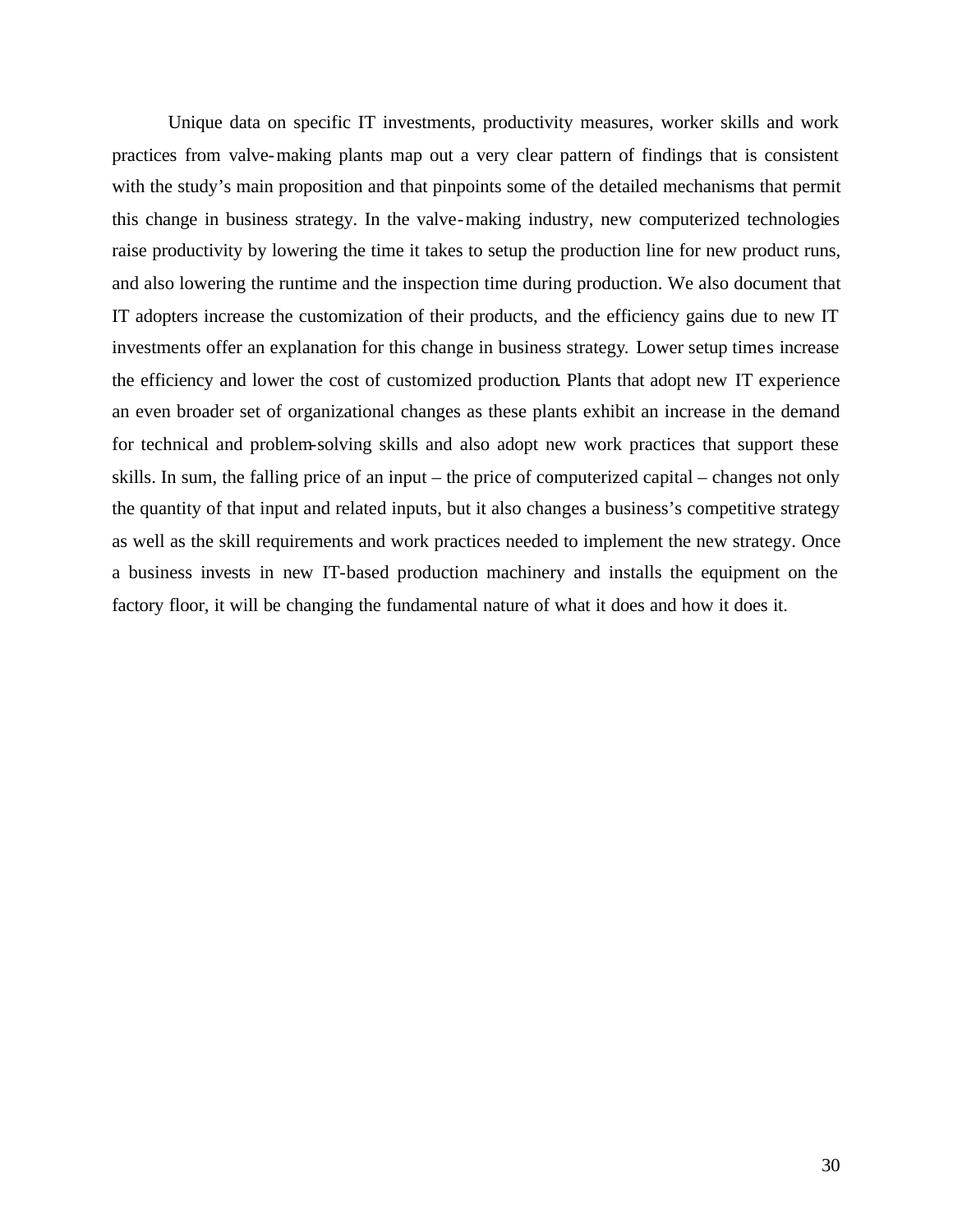Unique data on specific IT investments, productivity measures, worker skills and work practices from valve-making plants map out a very clear pattern of findings that is consistent with the study's main proposition and that pinpoints some of the detailed mechanisms that permit this change in business strategy. In the valve-making industry, new computerized technologies raise productivity by lowering the time it takes to setup the production line for new product runs, and also lowering the runtime and the inspection time during production. We also document that IT adopters increase the customization of their products, and the efficiency gains due to new IT investments offer an explanation for this change in business strategy. Lower setup times increase the efficiency and lower the cost of customized production. Plants that adopt new IT experience an even broader set of organizational changes as these plants exhibit an increase in the demand for technical and problem-solving skills and also adopt new work practices that support these skills. In sum, the falling price of an input – the price of computerized capital – changes not only the quantity of that input and related inputs, but it also changes a business's competitive strategy as well as the skill requirements and work practices needed to implement the new strategy. Once a business invests in new IT-based production machinery and installs the equipment on the factory floor, it will be changing the fundamental nature of what it does and how it does it.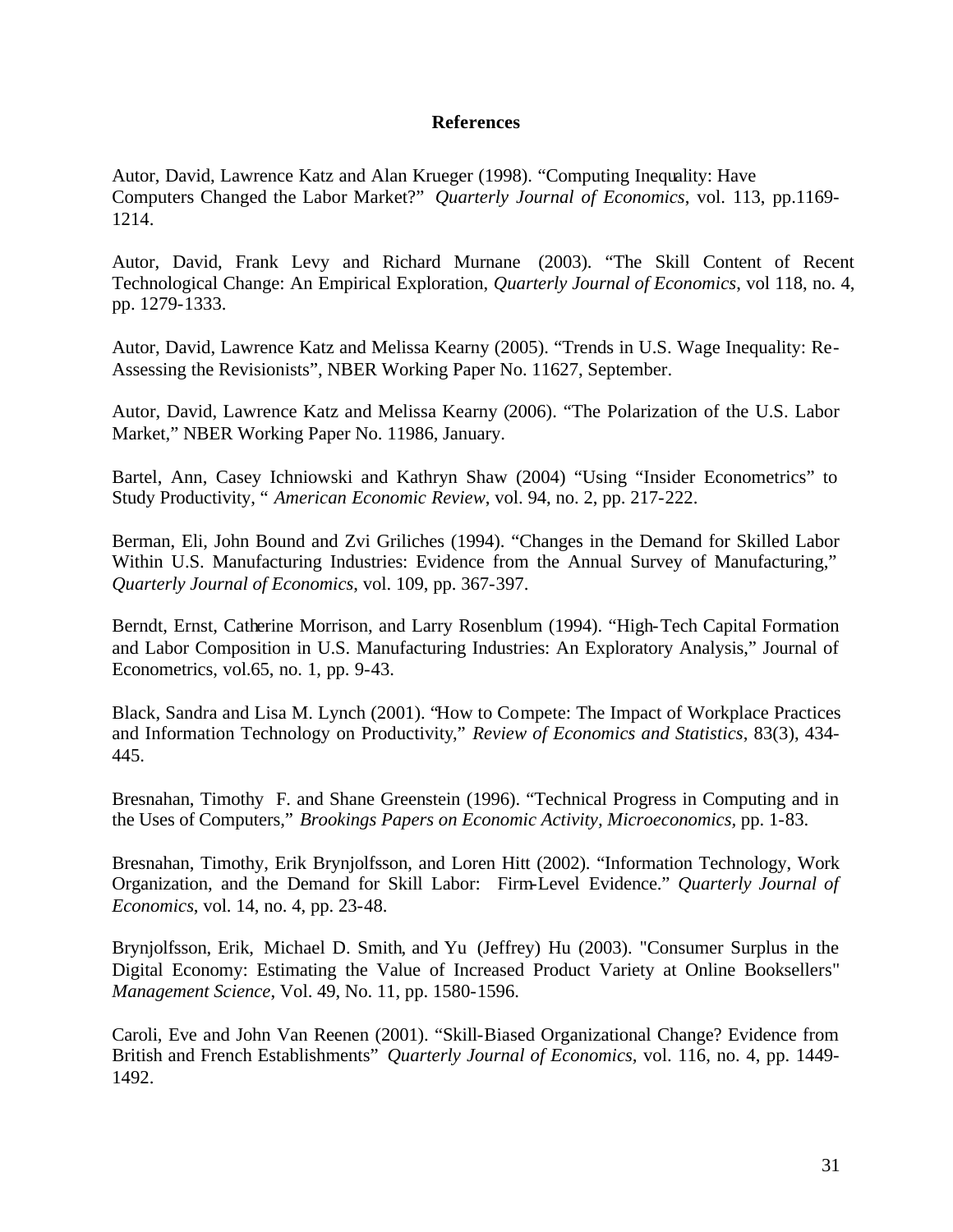## References

Autor, David, Lawrence Katz and Alan Krueger (1998). "Computing Inequality: Have Computers Changed the Labor Market?" *Quarterly Journal of Economics*, vol. 113, pp.1169-1214.

Autor, David, Frank Levy and Richard Murnane (2003). "The Skill Content of Recent Technological Change: An Empirical Exploration, *Quarterly Journal of Economics*, vol 118, no. 4, pp. 1279-1333.

Autor, David, Lawrence Katz and Melissa Kearny (2005). "Trends in U.S. Wage Inequality: Re-Assessing the Revisionists", NBER Working Paper No. 11627, September.

Autor, David, Lawrence Katz and Melissa Kearny (2006). "The Polarization of the U.S. Labor Market," NBER Working Paper No. 11986, January.

Bartel, Ann, Casey Ichniowski and Kathryn Shaw (2004) "Using "Insider Econometrics" to Study Productivity, " *American Economic Review*, vol. 94, no. 2, pp. 217-222.

Berman, Eli, John Bound and Zvi Griliches (1994). "Changes in the Demand for Skilled Labor Within U.S. Manufacturing Industries: Evidence from the Annual Survey of Manufacturing," *Quarterly Journal of Economics*, vol. 109, pp. 367-397.

Berndt, Ernst, Catherine Morrison, and Larry Rosenblum (1994). "High-Tech Capital Formation and Labor Composition in U.S. Manufacturing Industries: An Exploratory Analysis," Journal of Econometrics, vol.65, no. 1, pp. 9-43.

Black, Sandra and Lisa M. Lynch (2001). "How to Compete: The Impact of Workplace Practices and Information Technology on Productivity," *Review of Economics and Statistics*, 83(3), 434-445.

Bresnahan, Timothy F. and Shane Greenstein (1996). "Technical Progress in Computing and in the Uses of Computers," *Brookings Papers on Economic Activity, Microeconomics,* pp. 1-83.

Bresnahan, Timothy, Erik Brynjolfsson, and Loren Hitt (2002). "Information Technology, Work Organization, and the Demand for Skill Labor: Firm-Level Evidence." *Quarterly Journal of Economics*, vol. 14, no. 4, pp. 23-48.

Brynjolfsson, Erik, Michael D. Smith, and Yu (Jeffrey) Hu (2003). "Consumer Surplus in the Digital Economy: Estimating the Value of Increased Product Variety at Online Booksellers" *Management Science*, Vol. 49, No. 11, pp. 1580-1596.

Caroli, Eve and John Van Reenen (2001). "Skill-Biased Organizational Change? Evidence from British and French Establishments" *Quarterly Journal of Economics,* vol. 116, no. 4, pp. 1449-1492.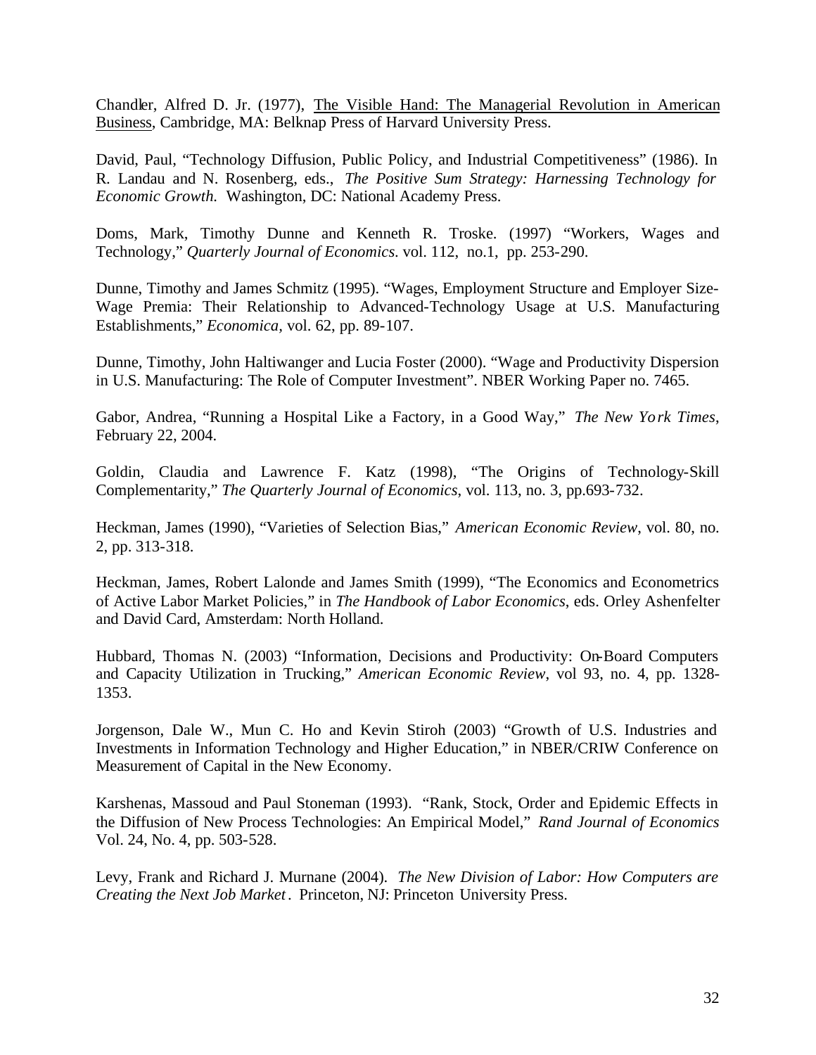Chandler, Alfred D. Jr. (1977), The Visible Hand: The Managerial Revolution in American Business, Cambridge, MA: Belknap Press of Harvard University Press.

David, Paul, "Technology Diffusion, Public Policy, and Industrial Competitiveness" (1986). In R. Landau and N. Rosenberg, eds., *The Positive Sum Strategy: Harnessing Technology for Economic Growth.* Washington, DC: National Academy Press.

Doms, Mark, Timothy Dunne and Kenneth R. Troske. (1997) "Workers, Wages and Technology," *Quarterly Journal of Economics*. vol. 112, no.1, pp. 253-290.

Dunne, Timothy and James Schmitz (1995). "Wages, Employment Structure and Employer Size-Wage Premia: Their Relationship to Advanced-Technology Usage at U.S. Manufacturing Establishments," *Economica*, vol. 62, pp. 89-107.

Dunne, Timothy, John Haltiwanger and Lucia Foster (2000). "Wage and Productivity Dispersion in U.S. Manufacturing: The Role of Computer Investment". NBER Working Paper no. 7465.

Gabor, Andrea, "Running a Hospital Like a Factory, in a Good Way," *The New York Times*, February 22, 2004.

Goldin, Claudia and Lawrence F. Katz (1998), "The Origins of Technology-Skill Complementarity," *The Quarterly Journal of Economics*, vol. 113, no. 3, pp.693-732.

Heckman, James (1990), "Varieties of Selection Bias," *American Economic Review*, vol. 80, no. 2, pp. 313-318.

Heckman, James, Robert Lalonde and James Smith (1999), "The Economics and Econometrics of Active Labor Market Policies," in *The Handbook of Labor Economics*, eds. Orley Ashenfelter and David Card, Amsterdam: North Holland.

Hubbard, Thomas N. (2003) "Information, Decisions and Productivity: On-Board Computers and Capacity Utilization in Trucking," *American Economic Review*, vol 93, no. 4, pp. 1328-1353.

Jorgenson, Dale W., Mun C. Ho and Kevin Stiroh (2003) "Growth of U.S. Industries and Investments in Information Technology and Higher Education," in NBER/CRIW Conference on Measurement of Capital in the New Economy.

Karshenas, Massoud and Paul Stoneman (1993). "Rank, Stock, Order and Epidemic Effects in the Diffusion of New Process Technologies: An Empirical Model," *Rand Journal of Economics* Vol. 24, No. 4, pp. 503-528.

Levy, Frank and Richard J. Murnane (2004). *The New Division of Labor: How Computers are Creating the Next Job Market*. Princeton, NJ: Princeton University Press.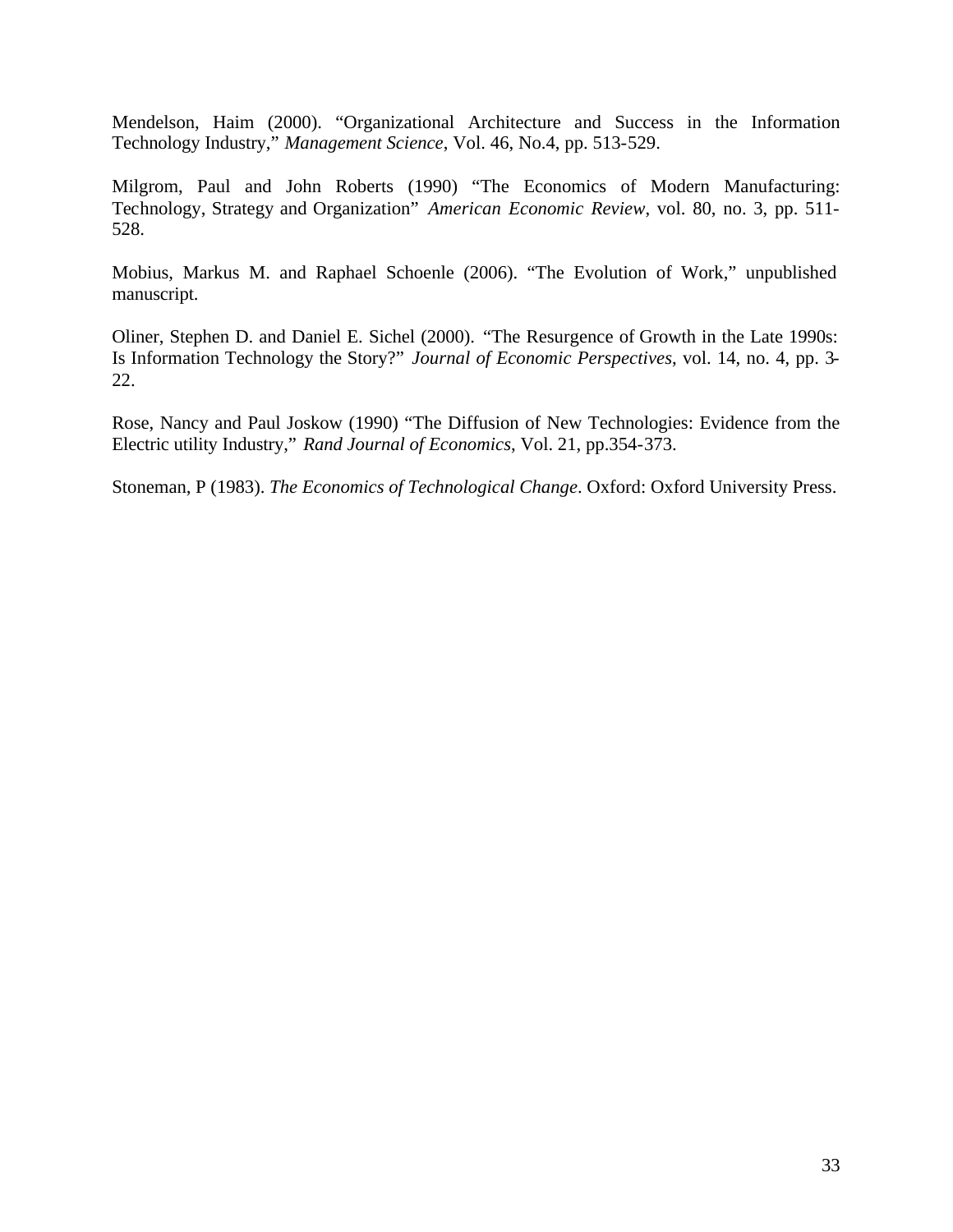Mendelson, Haim (2000). “Organizational Architecture and Success in the Information Technology Industry,” *Management Science*, Vol. 46, No.4, pp. 513-529.

Milgrom, Paul and John Roberts (1990) “The Economics of Modern Manufacturing: Technology, Strategy and Organization” *American Economic Review*, vol. 80, no. 3, pp. 511-528.

Mobius, Markus M. and Raphael Schoenle (2006). “The Evolution of Work,” unpublished manuscript.

Oliner, Stephen D. and Daniel E. Sichel (2000). “The Resurgence of Growth in the Late 1990s: Is Information Technology the Story?” *Journal of Economic Perspectives*, vol. 14, no. 4, pp. 3-22.

Rose, Nancy and Paul Joskow (1990) “The Diffusion of New Technologies: Evidence from the Electric utility Industry,” *Rand Journal of Economics*, Vol. 21, pp.354-373.

Stoneman, P (1983). *The Economics of Technological Change*. Oxford: Oxford University Press.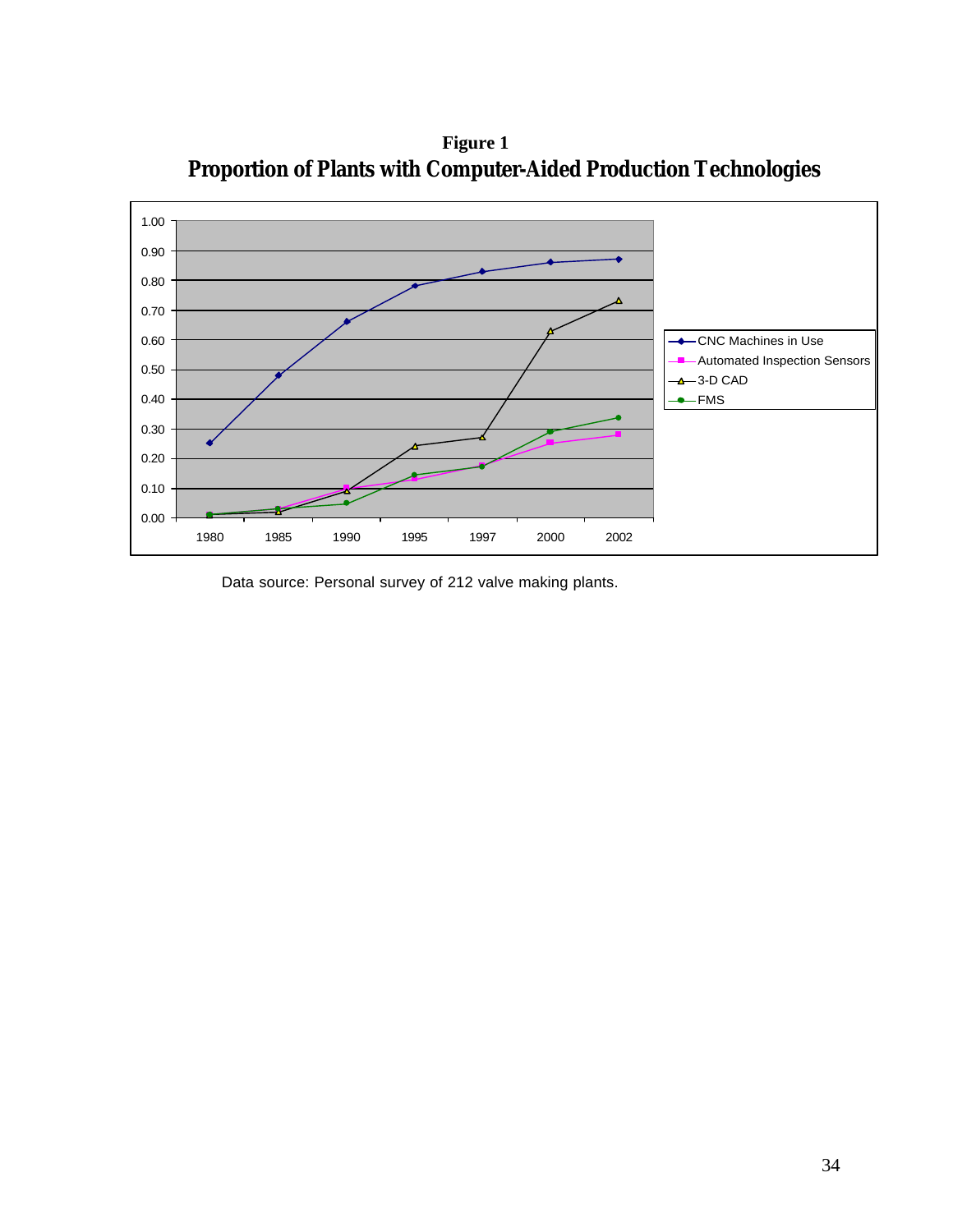**Figure 1**

**Proportion of Plants with Computer-Aided Production Technologies**

Data source: Personal survey of 212 valve making plants.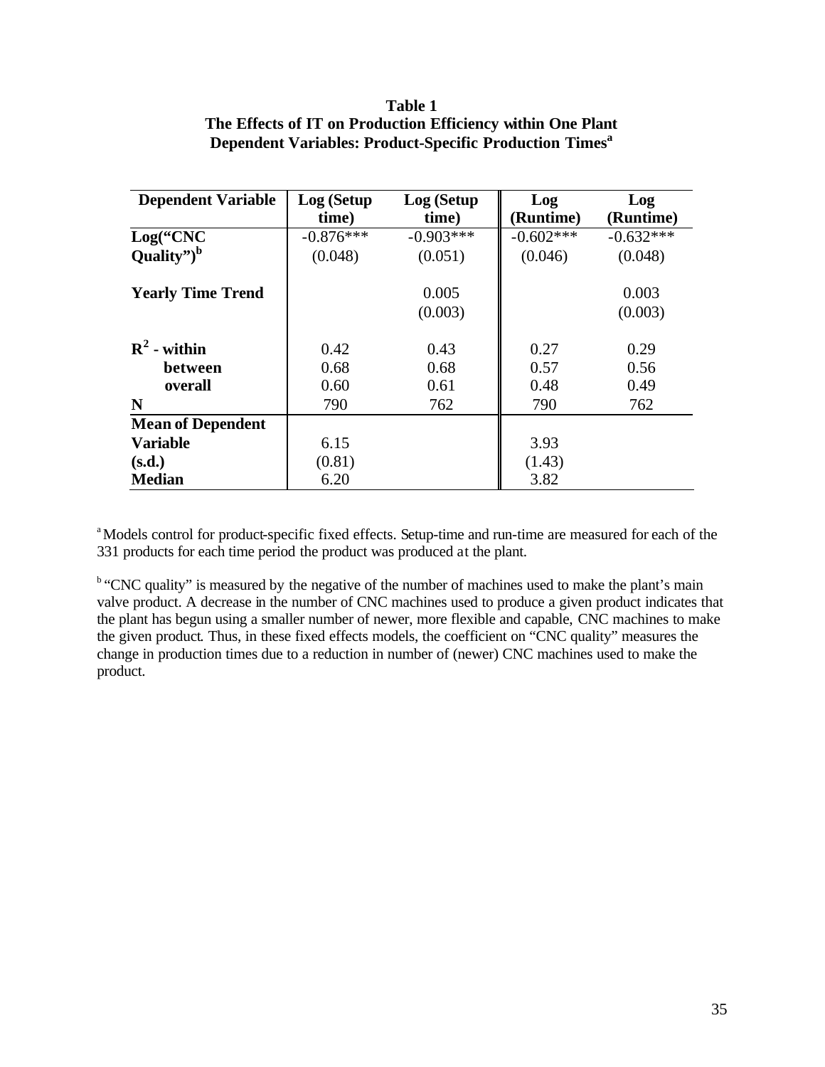**Table 1**
**The Effects of IT on Production Efficiency within One Plant**
**Dependent Variables: Product-Specific Production Times[a]**

| Dependent Variable | Log (Setup time) | Log (Setup time) | Log (Runtime) | Log (Runtime) |
|---|---|---|---|---|
| **Log("CNC Quality")[b]** | -0.876*** | -0.903*** | -0.602*** | -0.632*** |
| | (0.048) | (0.051) | (0.046) | (0.048) |
| **Yearly Time Trend** | | 0.005 | | 0.003 |
| | | (0.003) | | (0.003) |
| **$R^2$ - within** | 0.42 | 0.43 | 0.27 | 0.29 |
| **between** | 0.68 | 0.68 | 0.57 | 0.56 |
| **overall** | 0.60 | 0.61 | 0.48 | 0.49 |
| **N** | 790 | 762 | 790 | 762 |
| **Mean of Dependent Variable** | 6.15 | | 3.93 | |
| **(s.d.)** | (0.81) | | (1.43) | |
| **Median** | 6.20 | | 3.82 | |

[a] Models control for product-specific fixed effects. Setup-time and run-time are measured for each of the 331 products for each time period the product was produced at the plant.

[b] "CNC quality" is measured by the negative of the number of machines used to make the plant's main valve product. A decrease in the number of CNC machines used to produce a given product indicates that the plant has begun using a smaller number of newer, more flexible and capable, CNC machines to make the given product. Thus, in these fixed effects models, the coefficient on "CNC quality" measures the change in production times due to a reduction in number of (newer) CNC machines used to make the product.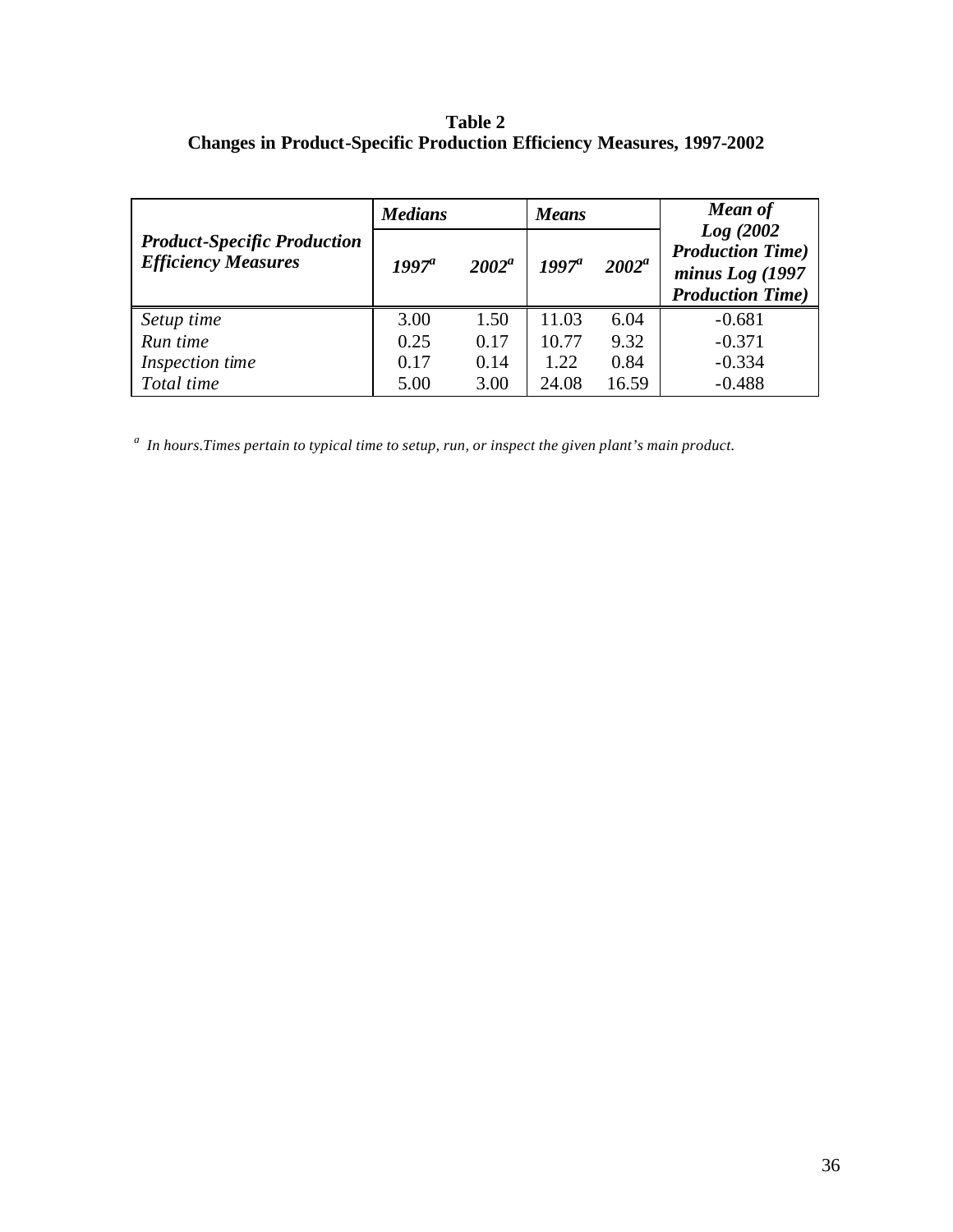**Table 2**
**Changes in Product-Specific Production Efficiency Measures, 1997-2002**

| *Product-Specific Production Efficiency Measures* | ***Medians*** | | ***Means*** | | ***Mean of Log (2002 Production Time) minus Log (1997 Production Time)*** |
|---|---|---|---|---|---|
| | ***1997***[a] | ***2002***[a] | ***1997***[a] | ***2002***[a] | |
| *Setup time* | 3.00 | 1.50 | 11.03 | 6.04 | -0.681 |
| *Run time* | 0.25 | 0.17 | 10.77 | 9.32 | -0.371 |
| *Inspection time* | 0.17 | 0.14 | 1.22 | 0.84 | -0.334 |
| *Total time* | 5.00 | 3.00 | 24.08 | 16.59 | -0.488 |

[a] *In hours.Times pertain to typical time to setup, run, or inspect the given plant's main product.*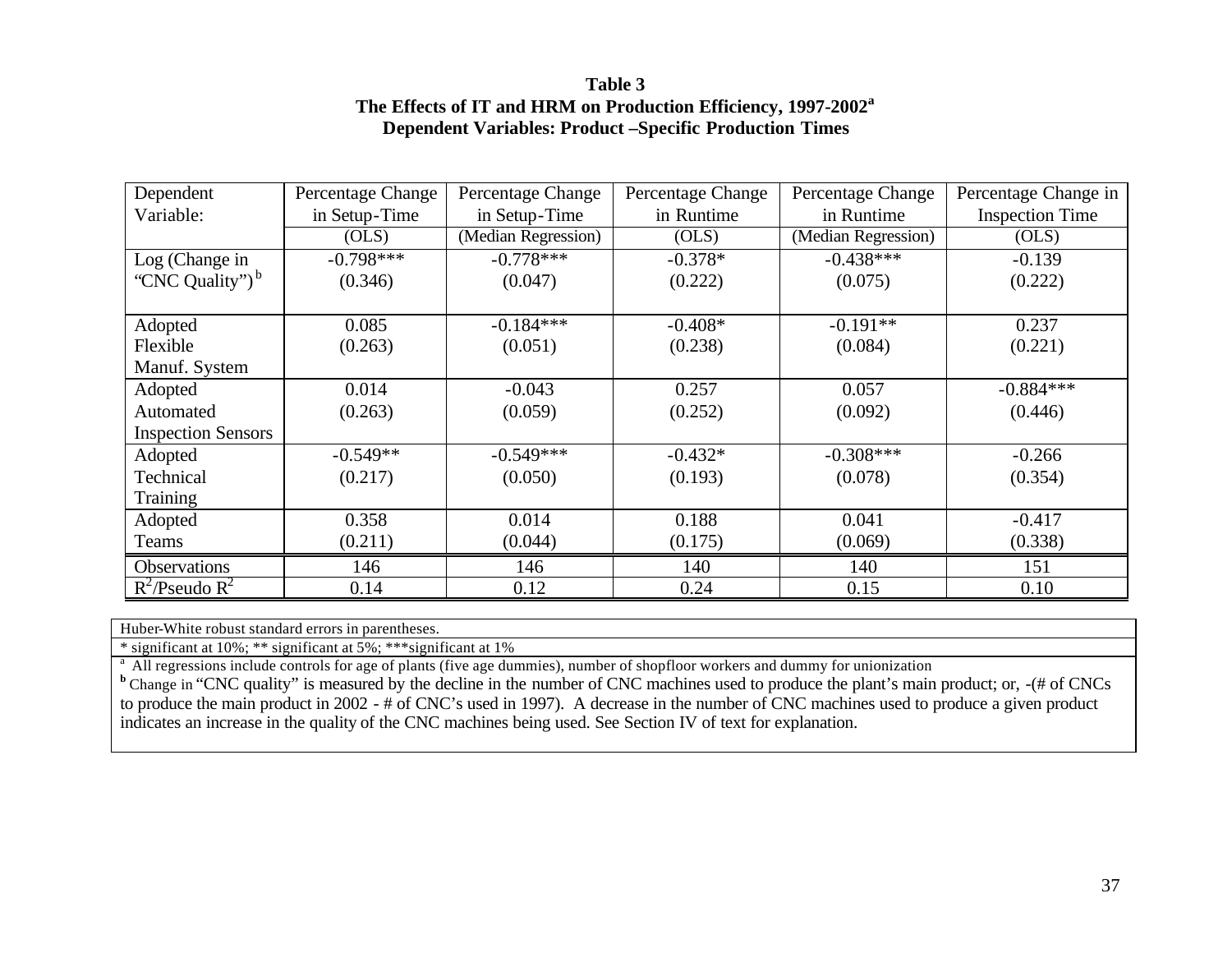**Table 3**
**The Effects of IT and HRM on Production Efficiency, 1997-2002[a]**
**Dependent Variables: Product –Specific Production Times**

| Dependent Variable: | Percentage Change in Setup-Time (OLS) | Percentage Change in Setup-Time (Median Regression) | Percentage Change in Runtime (OLS) | Percentage Change in Runtime (Median Regression) | Percentage Change in Inspection Time (OLS) |
|---|---|---|---|---|---|
| Log (Change in "CNC Quality")[b] | -0.798*** (0.346) | -0.778*** (0.047) | -0.378* (0.222) | -0.438*** (0.075) | -0.139 (0.222) |
| Adopted Flexible Manuf. System | 0.085 (0.263) | -0.184*** (0.051) | -0.408* (0.238) | -0.191** (0.084) | 0.237 (0.221) |
| Adopted Automated Inspection Sensors | 0.014 (0.263) | -0.043 (0.059) | 0.257 (0.252) | 0.057 (0.092) | -0.884*** (0.446) |
| Adopted Technical Training | -0.549** (0.217) | -0.549*** (0.050) | -0.432* (0.193) | -0.308*** (0.078) | -0.266 (0.354) |
| Adopted Teams | 0.358 (0.211) | 0.014 (0.044) | 0.188 (0.175) | 0.041 (0.069) | -0.417 (0.338) |
| Observations | 146 | 146 | 140 | 140 | 151 |
| $R^2$/Pseudo $R^2$ | 0.14 | 0.12 | 0.24 | 0.15 | 0.10 |

Huber-White robust standard errors in parentheses.

* significant at 10%; ** significant at 5%; ***significant at 1%

[a] All regressions include controls for age of plants (five age dummies), number of shopfloor workers and dummy for unionization

[b] Change in "CNC quality" is measured by the decline in the number of CNC machines used to produce the plant's main product; or, -(# of CNCs to produce the main product in 2002 - # of CNC's used in 1997). A decrease in the number of CNC machines used to produce a given product indicates an increase in the quality of the CNC machines being used. See Section IV of text for explanation.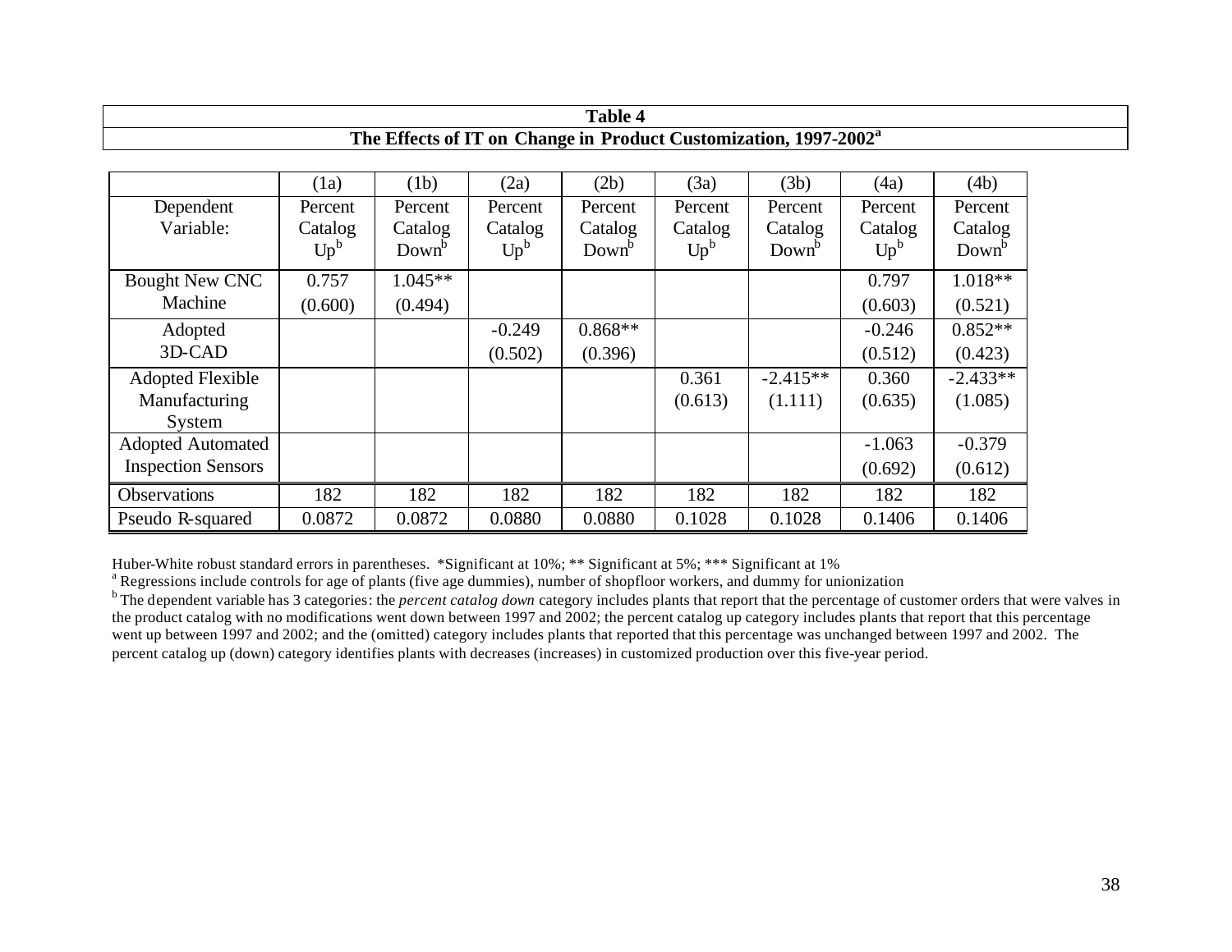**Table 4**

**The Effects of IT on Change in Product Customization, 1997-2002[a]**

| | (1a) | (1b) | (2a) | (2b) | (3a) | (3b) | (4a) | (4b) |
|---|---|---|---|---|---|---|---|---|
| Dependent Variable: | Percent Catalog Up[b] | Percent Catalog Down[b] | Percent Catalog Up[b] | Percent Catalog Down[b] | Percent Catalog Up[b] | Percent Catalog Down[b] | Percent Catalog Up[b] | Percent Catalog Down[b] |
| Bought New CNC Machine | 0.757<br>(0.600) | 1.045**<br>(0.494) | | | | | 0.797<br>(0.603) | 1.018**<br>(0.521) |
| Adopted 3D-CAD | | | -0.249<br>(0.502) | 0.868**<br>(0.396) | | | -0.246<br>(0.512) | 0.852**<br>(0.423) |
| Adopted Flexible Manufacturing System | | | | | 0.361<br>(0.613) | -2.415**<br>(1.111) | 0.360<br>(0.635) | -2.433**<br>(1.085) |
| Adopted Automated Inspection Sensors | | | | | | | -1.063<br>(0.692) | -0.379<br>(0.612) |
| Observations | 182 | 182 | 182 | 182 | 182 | 182 | 182 | 182 |
| Pseudo R-squared | 0.0872 | 0.0872 | 0.0880 | 0.0880 | 0.1028 | 0.1028 | 0.1406 | 0.1406 |

Huber-White robust standard errors in parentheses. *Significant at 10%; ** Significant at 5%; *** Significant at 1%

[a] Regressions include controls for age of plants (five age dummies), number of shopfloor workers, and dummy for unionization

[b] The dependent variable has 3 categories: the *percent catalog down* category includes plants that report that the percentage of customer orders that were valves in the product catalog with no modifications went down between 1997 and 2002; the percent catalog up category includes plants that report that this percentage went up between 1997 and 2002; and the (omitted) category includes plants that reported that this percentage was unchanged between 1997 and 2002. The percent catalog up (down) category identifies plants with decreases (increases) in customized production over this five-year period.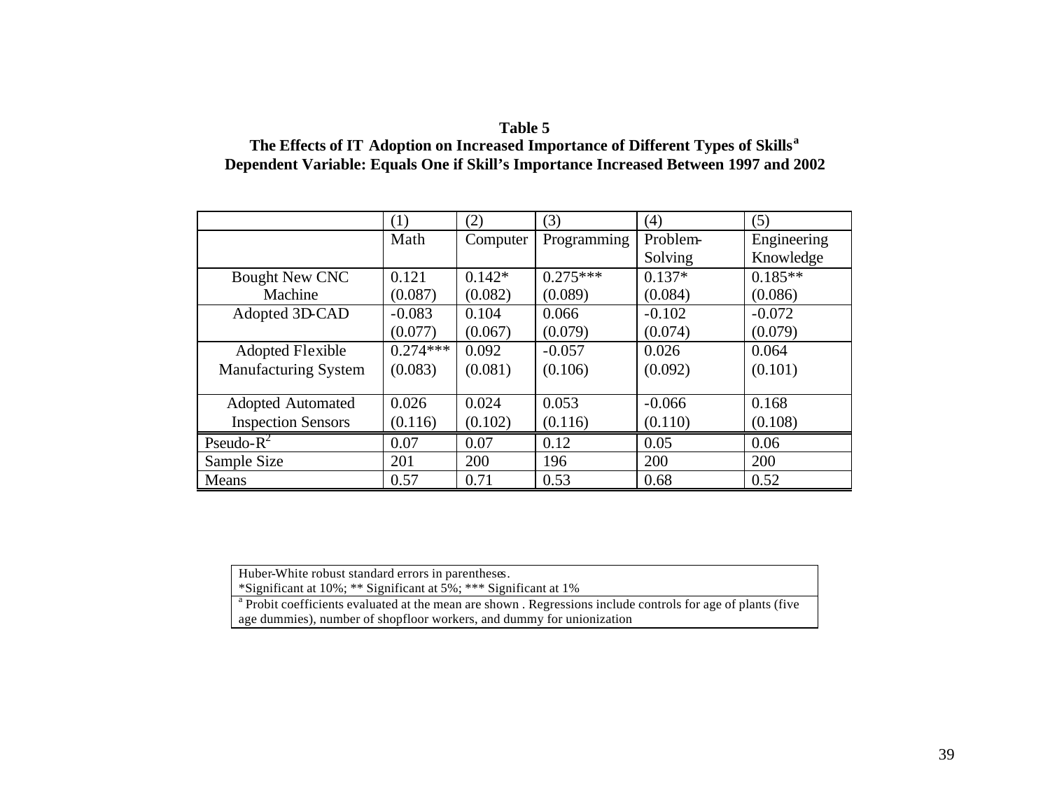**Table 5**

**The Effects of IT Adoption on Increased Importance of Different Types of Skills[a]**

**Dependent Variable: Equals One if Skill's Importance Increased Between 1997 and 2002**

| | (1) | (2) | (3) | (4) | (5) |
|---|---|---|---|---|---|
| | Math | Computer | Programming | Problem-Solving | Engineering Knowledge |
| Bought New CNC Machine | 0.121<br>(0.087) | 0.142*<br>(0.082) | 0.275***<br>(0.089) | 0.137*<br>(0.084) | 0.185**<br>(0.086) |
| Adopted 3D-CAD | -0.083<br>(0.077) | 0.104<br>(0.067) | 0.066<br>(0.079) | -0.102<br>(0.074) | -0.072<br>(0.079) |
| Adopted Flexible Manufacturing System | 0.274***<br>(0.083) | 0.092<br>(0.081) | -0.057<br>(0.106) | 0.026<br>(0.092) | 0.064<br>(0.101) |
| Adopted Automated Inspection Sensors | 0.026<br>(0.116) | 0.024<br>(0.102) | 0.053<br>(0.116) | -0.066<br>(0.110) | 0.168<br>(0.108) |
| Pseudo-$R^2$ | 0.07 | 0.07 | 0.12 | 0.05 | 0.06 |
| Sample Size | 201 | 200 | 196 | 200 | 200 |
| Means | 0.57 | 0.71 | 0.53 | 0.68 | 0.52 |

Huber-White robust standard errors in parentheses.
*Significant at 10%; ** Significant at 5%; *** Significant at 1%

[a] Probit coefficients evaluated at the mean are shown . Regressions include controls for age of plants (five age dummies), number of shopfloor workers, and dummy for unionization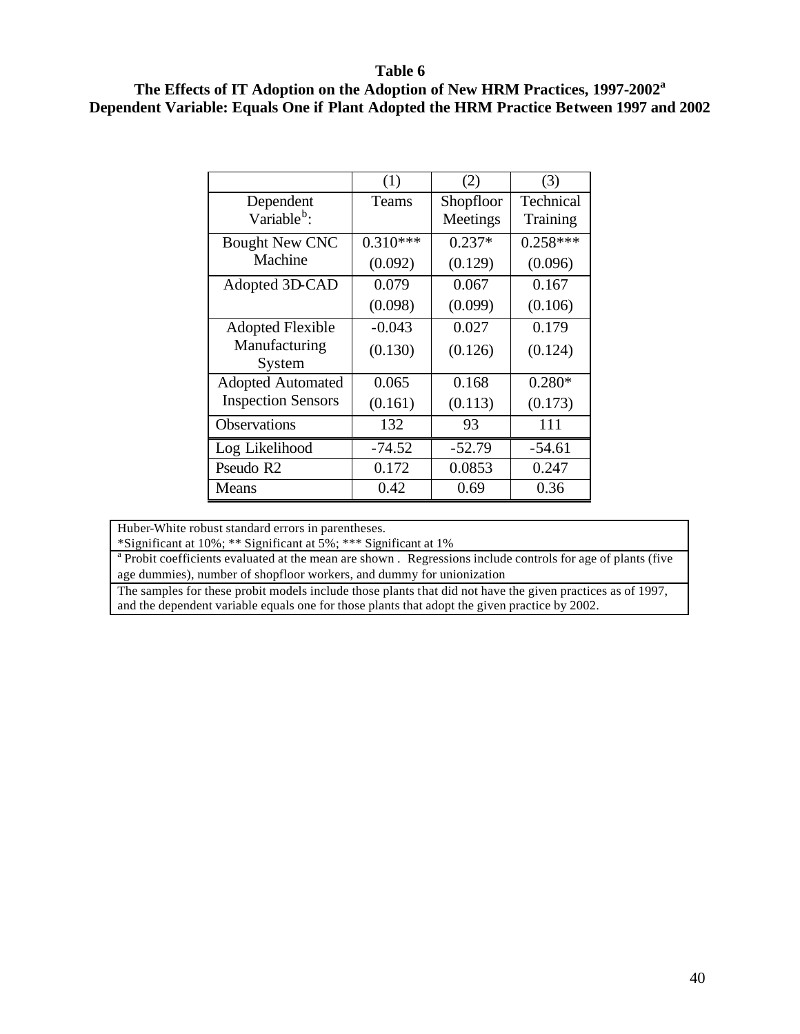**Table 6**

**The Effects of IT Adoption on the Adoption of New HRM Practices, 1997-2002[a]**

**Dependent Variable: Equals One if Plant Adopted the HRM Practice Between 1997 and 2002**

| | (1) | (2) | (3) |
|---|---|---|---|
| Dependent Variable[b]: | Teams | Shopfloor Meetings | Technical Training |
| Bought New CNC Machine | 0.310***<br>(0.092) | 0.237*<br>(0.129) | 0.258***<br>(0.096) |
| Adopted 3D-CAD | 0.079<br>(0.098) | 0.067<br>(0.099) | 0.167<br>(0.106) |
| Adopted Flexible Manufacturing System | -0.043<br>(0.130) | 0.027<br>(0.126) | 0.179<br>(0.124) |
| Adopted Automated Inspection Sensors | 0.065<br>(0.161) | 0.168<br>(0.113) | 0.280*<br>(0.173) |
| Observations | 132 | 93 | 111 |
| Log Likelihood | -74.52 | -52.79 | -54.61 |
| Pseudo R2 | 0.172 | 0.0853 | 0.247 |
| Means | 0.42 | 0.69 | 0.36 |

Huber-White robust standard errors in parentheses.
*Significant at 10%; ** Significant at 5%; *** Significant at 1%

[a] Probit coefficients evaluated at the mean are shown . Regressions include controls for age of plants (five age dummies), number of shopfloor workers, and dummy for unionization

The samples for these probit models include those plants that did not have the given practices as of 1997, and the dependent variable equals one for those plants that adopt the given practice by 2002.